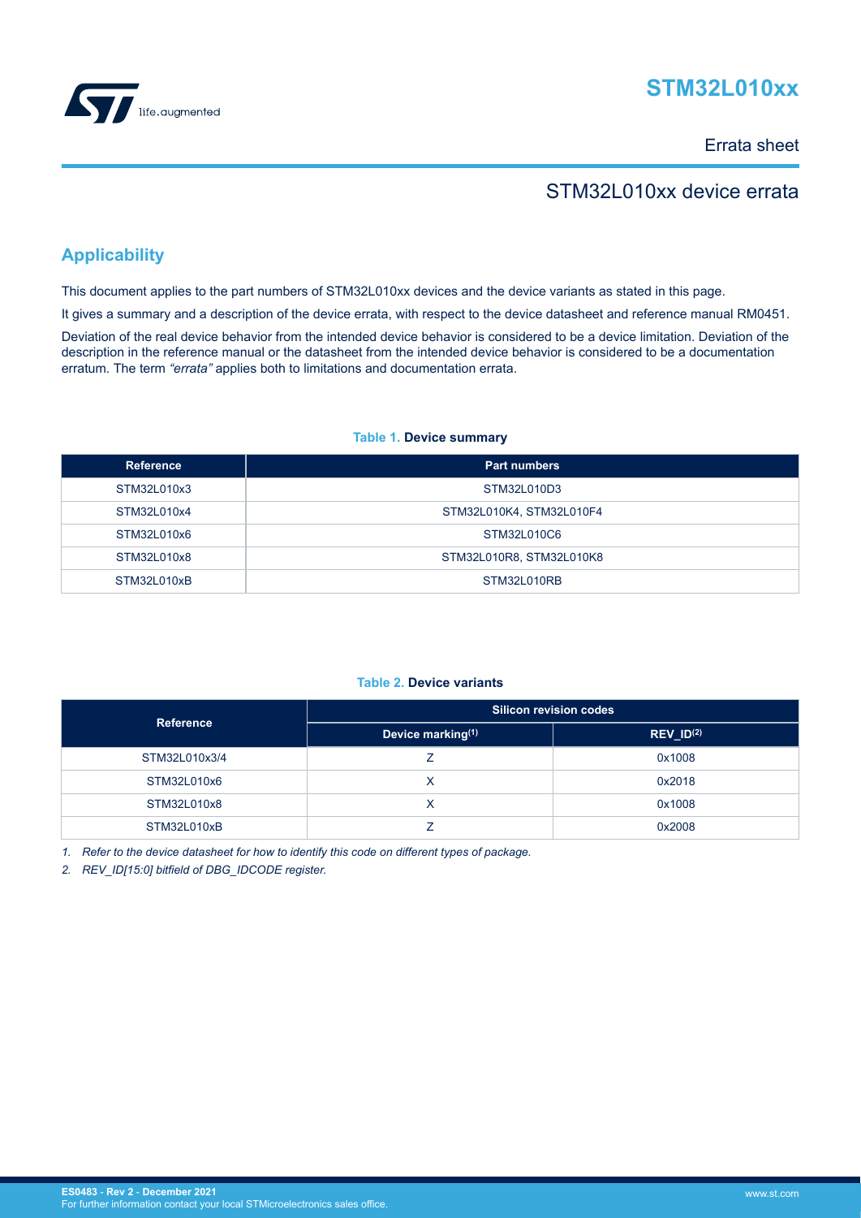# STM32L010xx

Errata sheet

## STM32L010xx device errata

## Applicability

This document applies to the part numbers of STM32L010xx devices and the device variants as stated in this page.

It gives a summary and a description of the device errata, with respect to the device datasheet and reference manual RM0451.

Deviation of the real device behavior from the intended device behavior is considered to be a device limitation. Deviation of the description in the reference manual or the datasheet from the intended device behavior is considered to be a documentation erratum. The term *"errata"* applies both to limitations and documentation errata.

**Table 1. Device summary**

| Reference | Part numbers |
| --- | --- |
| STM32L010x3 | STM32L010D3 |
| STM32L010x4 | STM32L010K4, STM32L010F4 |
| STM32L010x6 | STM32L010C6 |
| STM32L010x8 | STM32L010R8, STM32L010K8 |
| STM32L010xB | STM32L010RB |

**Table 2. Device variants**

| Reference | Silicon revision codes | |
| --- | --- | --- |
| | Device marking(1) | REV_ID(2) |
| STM32L010x3/4 | Z | 0x1008 |
| STM32L010x6 | X | 0x2018 |
| STM32L010x8 | X | 0x1008 |
| STM32L010xB | Z | 0x2008 |

1. *Refer to the device datasheet for how to identify this code on different types of package.*
2. *REV_ID[15:0] bitfield of DBG_IDCODE register.*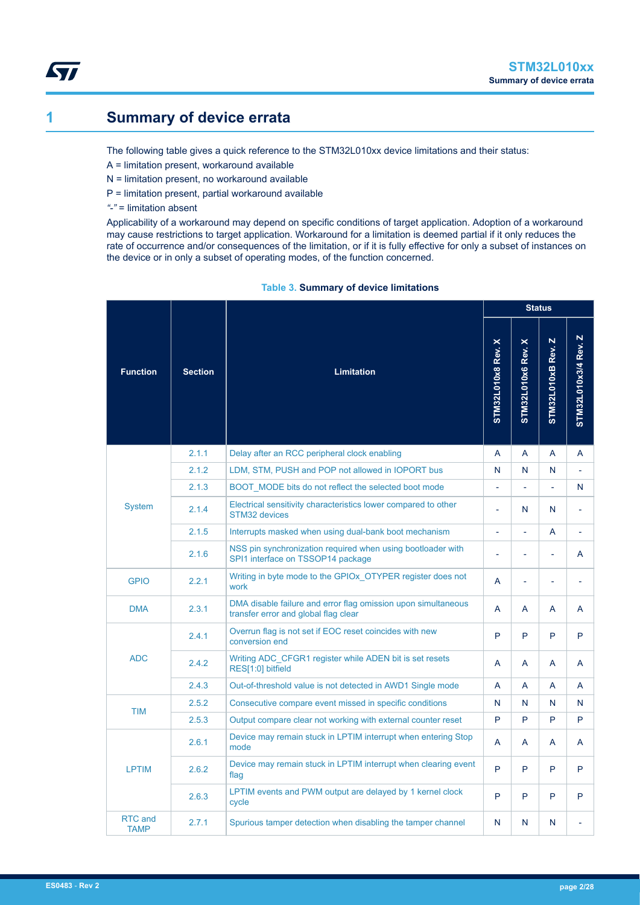# 1 Summary of device errata

The following table gives a quick reference to the STM32L010xx device limitations and their status:

A = limitation present, workaround available

N = limitation present, no workaround available

P = limitation present, partial workaround available

"-" = limitation absent

Applicability of a workaround may depend on specific conditions of target application. Adoption of a workaround may cause restrictions to target application. Workaround for a limitation is deemed partial if it only reduces the rate of occurrence and/or consequences of the limitation, or if it is fully effective for only a subset of instances on the device or in only a subset of operating modes, of the function concerned.

**Table 3. Summary of device limitations**

| Function | Section | Limitation | Status | | | |
|---|---|---|---|---|---|---|
| | | | STM32L010x8 Rev. X | STM32L010x6 Rev. X | STM32L010xB Rev. Z | STM32L010x3/4 Rev. Z |
| System | 2.1.1 | Delay after an RCC peripheral clock enabling | A | A | A | A |
| | 2.1.2 | LDM, STM, PUSH and POP not allowed in IOPORT bus | N | N | N | - |
| | 2.1.3 | BOOT_MODE bits do not reflect the selected boot mode | - | - | - | N |
| | 2.1.4 | Electrical sensitivity characteristics lower compared to other STM32 devices | - | N | N | - |
| | 2.1.5 | Interrupts masked when using dual-bank boot mechanism | - | - | A | - |
| | 2.1.6 | NSS pin synchronization required when using bootloader with SPI1 interface on TSSOP14 package | - | - | - | A |
| GPIO | 2.2.1 | Writing in byte mode to the GPIOx_OTYPER register does not work | A | - | - | - |
| DMA | 2.3.1 | DMA disable failure and error flag omission upon simultaneous transfer error and global flag clear | A | A | A | A |
| ADC | 2.4.1 | Overrun flag is not set if EOC reset coincides with new conversion end | P | P | P | P |
| | 2.4.2 | Writing ADC_CFGR1 register while ADEN bit is set resets RES[1:0] bitfield | A | A | A | A |
| | 2.4.3 | Out-of-threshold value is not detected in AWD1 Single mode | A | A | A | A |
| TIM | 2.5.2 | Consecutive compare event missed in specific conditions | N | N | N | N |
| | 2.5.3 | Output compare clear not working with external counter reset | P | P | P | P |
| LPTIM | 2.6.1 | Device may remain stuck in LPTIM interrupt when entering Stop mode | A | A | A | A |
| | 2.6.2 | Device may remain stuck in LPTIM interrupt when clearing event flag | P | P | P | P |
| | 2.6.3 | LPTIM events and PWM output are delayed by 1 kernel clock cycle | P | P | P | P |
| RTC and TAMP | 2.7.1 | Spurious tamper detection when disabling the tamper channel | N | N | N | - |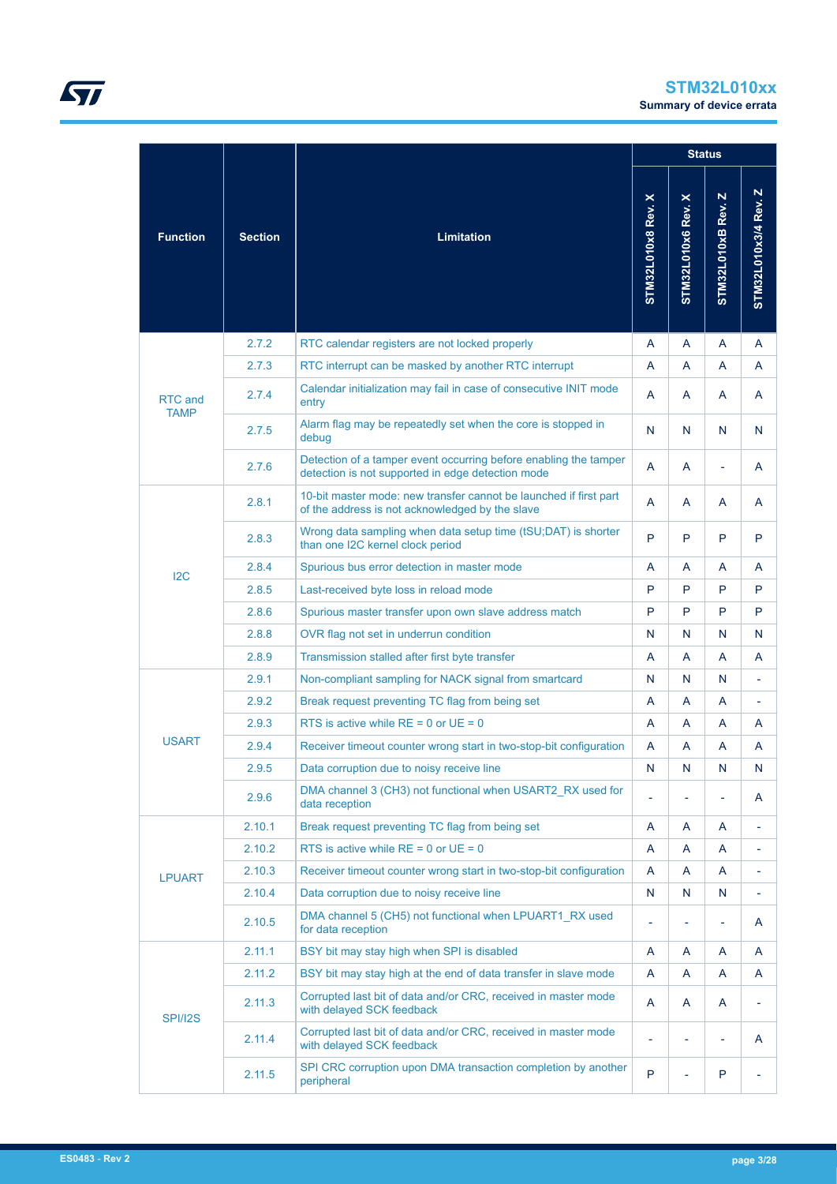| Function | Section | Limitation | Status | | | |
|---|---|---|---|---|---|---|
| | | | STM32L010x8 Rev. X | STM32L010x6 Rev. X | STM32L010xB Rev. Z | STM32L010x3/4 Rev. Z |
| RTC and TAMP | 2.7.2 | RTC calendar registers are not locked properly | A | A | A | A |
| | 2.7.3 | RTC interrupt can be masked by another RTC interrupt | A | A | A | A |
| | 2.7.4 | Calendar initialization may fail in case of consecutive INIT mode entry | A | A | A | A |
| | 2.7.5 | Alarm flag may be repeatedly set when the core is stopped in debug | N | N | N | N |
| | 2.7.6 | Detection of a tamper event occurring before enabling the tamper detection is not supported in edge detection mode | A | A | - | A |
| I2C | 2.8.1 | 10-bit master mode: new transfer cannot be launched if first part of the address is not acknowledged by the slave | A | A | A | A |
| | 2.8.3 | Wrong data sampling when data setup time (tSU;DAT) is shorter than one I2C kernel clock period | P | P | P | P |
| | 2.8.4 | Spurious bus error detection in master mode | A | A | A | A |
| | 2.8.5 | Last-received byte loss in reload mode | P | P | P | P |
| | 2.8.6 | Spurious master transfer upon own slave address match | P | P | P | P |
| | 2.8.8 | OVR flag not set in underrun condition | N | N | N | N |
| | 2.8.9 | Transmission stalled after first byte transfer | A | A | A | A |
| USART | 2.9.1 | Non-compliant sampling for NACK signal from smartcard | N | N | N | - |
| | 2.9.2 | Break request preventing TC flag from being set | A | A | A | - |
| | 2.9.3 | RTS is active while RE = 0 or UE = 0 | A | A | A | A |
| | 2.9.4 | Receiver timeout counter wrong start in two-stop-bit configuration | A | A | A | A |
| | 2.9.5 | Data corruption due to noisy receive line | N | N | N | N |
| | 2.9.6 | DMA channel 3 (CH3) not functional when USART2_RX used for data reception | - | - | - | A |
| LPUART | 2.10.1 | Break request preventing TC flag from being set | A | A | A | - |
| | 2.10.2 | RTS is active while RE = 0 or UE = 0 | A | A | A | - |
| | 2.10.3 | Receiver timeout counter wrong start in two-stop-bit configuration | A | A | A | - |
| | 2.10.4 | Data corruption due to noisy receive line | N | N | N | - |
| | 2.10.5 | DMA channel 5 (CH5) not functional when LPUART1_RX used for data reception | - | - | - | A |
| SPI/I2S | 2.11.1 | BSY bit may stay high when SPI is disabled | A | A | A | A |
| | 2.11.2 | BSY bit may stay high at the end of data transfer in slave mode | A | A | A | A |
| | 2.11.3 | Corrupted last bit of data and/or CRC, received in master mode with delayed SCK feedback | A | A | A | - |
| | 2.11.4 | Corrupted last bit of data and/or CRC, received in master mode with delayed SCK feedback | - | - | - | A |
| | 2.11.5 | SPI CRC corruption upon DMA transaction completion by another peripheral | P | - | P | - |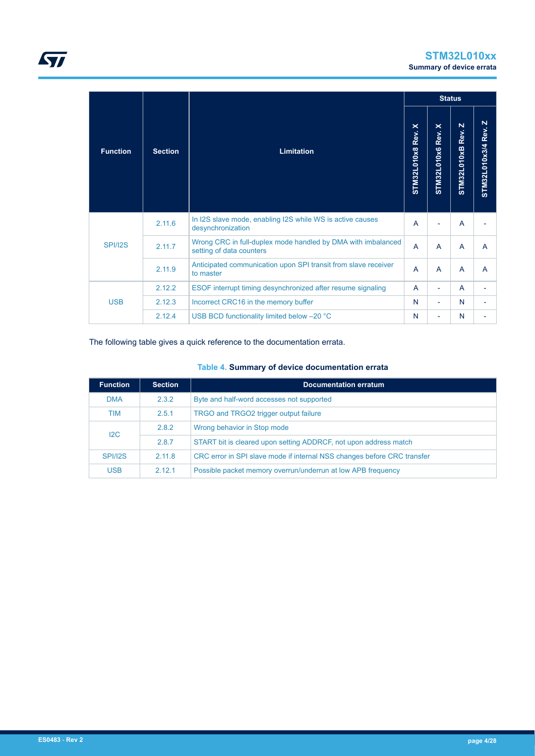| Function | Section | Limitation | Status | | | |
|---|---|---|---|---|---|---|
| | | | STM32L010x8 Rev. X | STM32L010x6 Rev. X | STM32L010xB Rev. Z | STM32L010x3/4 Rev. Z |
| SPI/I2S | 2.11.6 | In I2S slave mode, enabling I2S while WS is active causes desynchronization | A | - | A | - |
| | 2.11.7 | Wrong CRC in full-duplex mode handled by DMA with imbalanced setting of data counters | A | A | A | A |
| | 2.11.9 | Anticipated communication upon SPI transit from slave receiver to master | A | A | A | A |
| USB | 2.12.2 | ESOF interrupt timing desynchronized after resume signaling | A | - | A | - |
| | 2.12.3 | Incorrect CRC16 in the memory buffer | N | - | N | - |
| | 2.12.4 | USB BCD functionality limited below –20 °C | N | - | N | - |

The following table gives a quick reference to the documentation errata.

**Table 4. Summary of device documentation errata**

| Function | Section | Documentation erratum |
|---|---|---|
| DMA | 2.3.2 | Byte and half-word accesses not supported |
| TIM | 2.5.1 | TRGO and TRGO2 trigger output failure |
| I2C | 2.8.2 | Wrong behavior in Stop mode |
| | 2.8.7 | START bit is cleared upon setting ADDRCF, not upon address match |
| SPI/I2S | 2.11.8 | CRC error in SPI slave mode if internal NSS changes before CRC transfer |
| USB | 2.12.1 | Possible packet memory overrun/underrun at low APB frequency |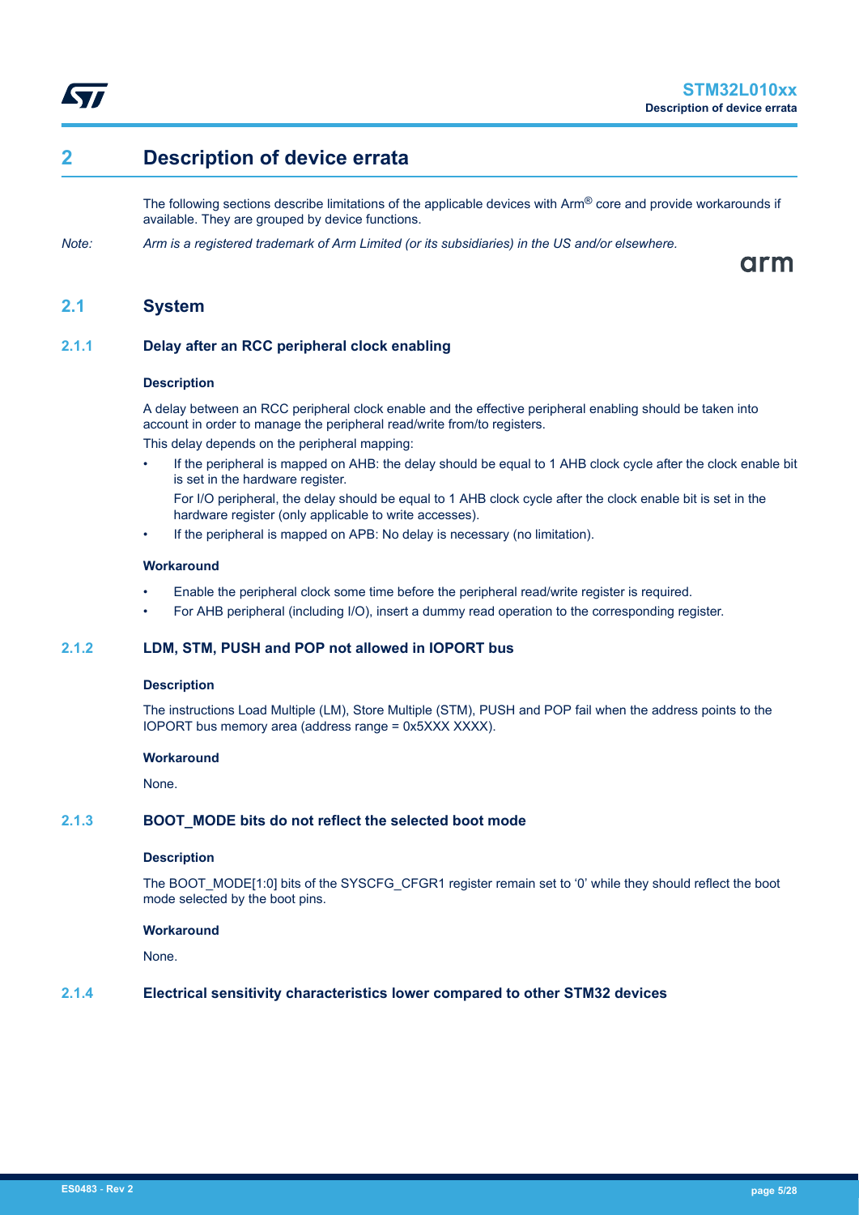# 2 Description of device errata

The following sections describe limitations of the applicable devices with Arm® core and provide workarounds if available. They are grouped by device functions.

*Note: Arm is a registered trademark of Arm Limited (or its subsidiaries) in the US and/or elsewhere.*

## 2.1 System

### 2.1.1 Delay after an RCC peripheral clock enabling

#### Description

A delay between an RCC peripheral clock enable and the effective peripheral enabling should be taken into account in order to manage the peripheral read/write from/to registers.

This delay depends on the peripheral mapping:

- If the peripheral is mapped on AHB: the delay should be equal to 1 AHB clock cycle after the clock enable bit is set in the hardware register.
  For I/O peripheral, the delay should be equal to 1 AHB clock cycle after the clock enable bit is set in the hardware register (only applicable to write accesses).
- If the peripheral is mapped on APB: No delay is necessary (no limitation).

#### Workaround

- Enable the peripheral clock some time before the peripheral read/write register is required.
- For AHB peripheral (including I/O), insert a dummy read operation to the corresponding register.

### 2.1.2 LDM, STM, PUSH and POP not allowed in IOPORT bus

#### Description

The instructions Load Multiple (LM), Store Multiple (STM), PUSH and POP fail when the address points to the IOPORT bus memory area (address range = 0x5XXX XXXX).

#### Workaround

None.

### 2.1.3 BOOT_MODE bits do not reflect the selected boot mode

#### Description

The BOOT_MODE[1:0] bits of the SYSCFG_CFGR1 register remain set to '0' while they should reflect the boot mode selected by the boot pins.

#### Workaround

None.

### 2.1.4 Electrical sensitivity characteristics lower compared to other STM32 devices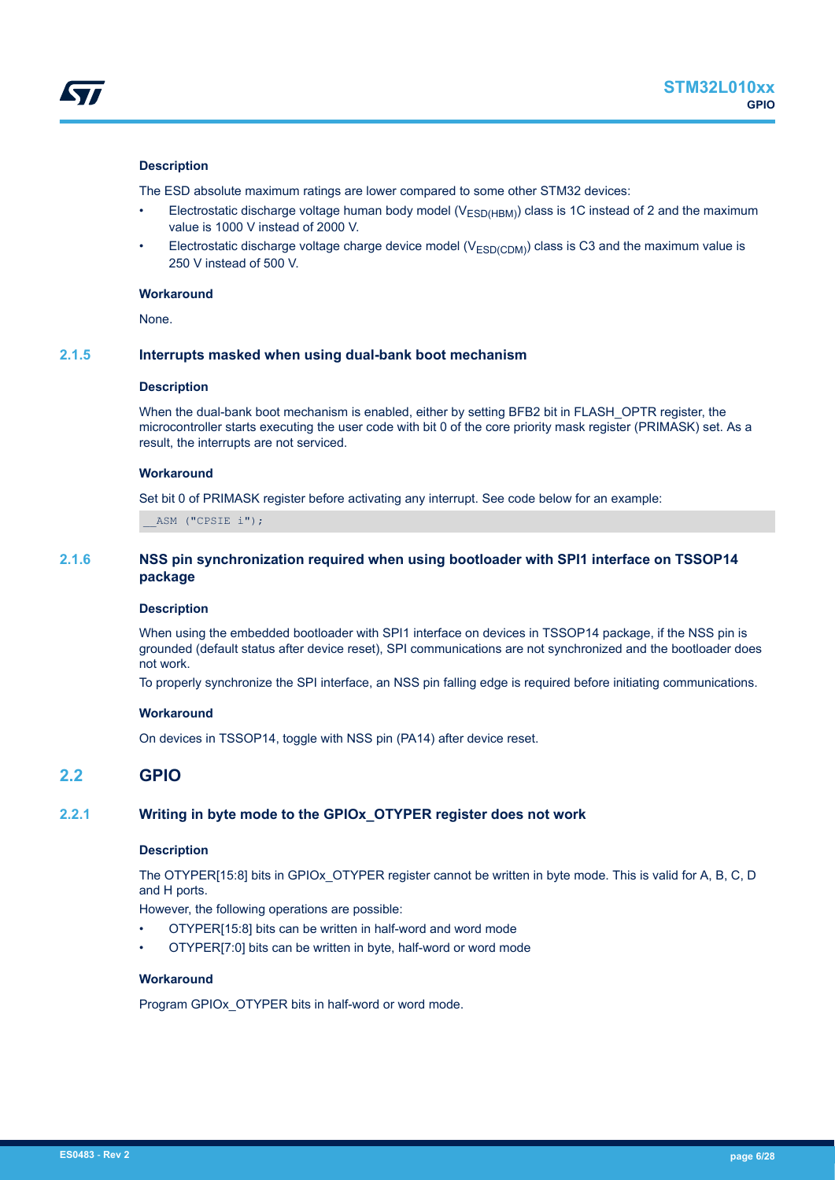#### Description

The ESD absolute maximum ratings are lower compared to some other STM32 devices:

- Electrostatic discharge voltage human body model ($V_{ESD(HBM)}$) class is 1C instead of 2 and the maximum value is 1000 V instead of 2000 V.
- Electrostatic discharge voltage charge device model ($V_{ESD(CDM)}$) class is C3 and the maximum value is 250 V instead of 500 V.

#### Workaround

None.

### 2.1.5 Interrupts masked when using dual-bank boot mechanism

#### Description

When the dual-bank boot mechanism is enabled, either by setting BFB2 bit in FLASH_OPTR register, the microcontroller starts executing the user code with bit 0 of the core priority mask register (PRIMASK) set. As a result, the interrupts are not serviced.

#### Workaround

Set bit 0 of PRIMASK register before activating any interrupt. See code below for an example:

```
__ASM ("CPSIE i");
```

### 2.1.6 NSS pin synchronization required when using bootloader with SPI1 interface on TSSOP14 package

#### Description

When using the embedded bootloader with SPI1 interface on devices in TSSOP14 package, if the NSS pin is grounded (default status after device reset), SPI communications are not synchronized and the bootloader does not work.

To properly synchronize the SPI interface, an NSS pin falling edge is required before initiating communications.

#### Workaround

On devices in TSSOP14, toggle with NSS pin (PA14) after device reset.

## 2.2 GPIO

### 2.2.1 Writing in byte mode to the GPIOx_OTYPER register does not work

#### Description

The OTYPER[15:8] bits in GPIOx_OTYPER register cannot be written in byte mode. This is valid for A, B, C, D and H ports.

However, the following operations are possible:

- OTYPER[15:8] bits can be written in half-word and word mode
- OTYPER[7:0] bits can be written in byte, half-word or word mode

#### Workaround

Program GPIOx_OTYPER bits in half-word or word mode.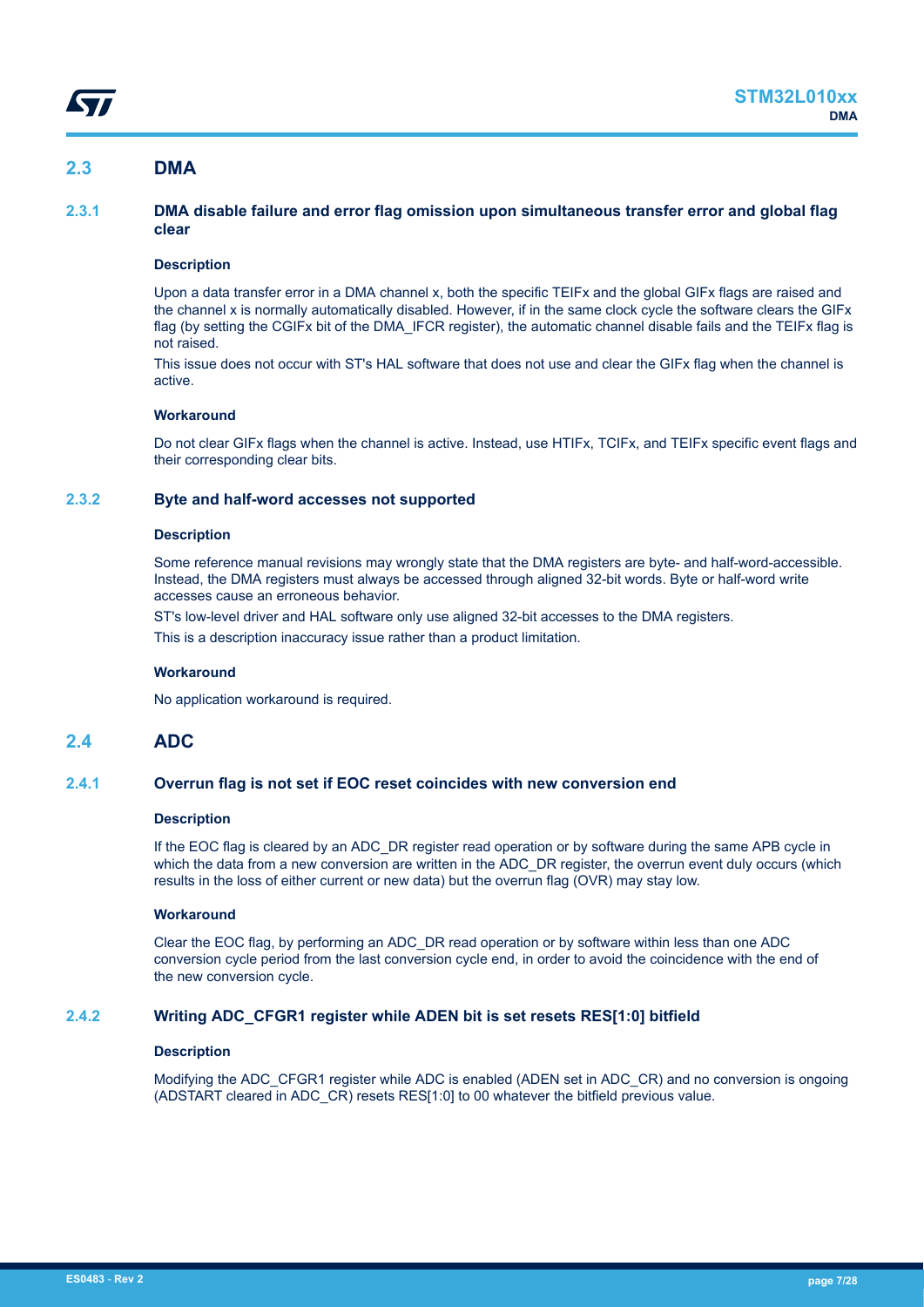## 2.3 DMA

### 2.3.1 DMA disable failure and error flag omission upon simultaneous transfer error and global flag clear

#### Description

Upon a data transfer error in a DMA channel x, both the specific TEIFx and the global GIFx flags are raised and the channel x is normally automatically disabled. However, if in the same clock cycle the software clears the GIFx flag (by setting the CGIFx bit of the DMA_IFCR register), the automatic channel disable fails and the TEIFx flag is not raised.

This issue does not occur with ST's HAL software that does not use and clear the GIFx flag when the channel is active.

#### Workaround

Do not clear GIFx flags when the channel is active. Instead, use HTIFx, TCIFx, and TEIFx specific event flags and their corresponding clear bits.

### 2.3.2 Byte and half-word accesses not supported

#### Description

Some reference manual revisions may wrongly state that the DMA registers are byte- and half-word-accessible. Instead, the DMA registers must always be accessed through aligned 32-bit words. Byte or half-word write accesses cause an erroneous behavior.

ST's low-level driver and HAL software only use aligned 32-bit accesses to the DMA registers.

This is a description inaccuracy issue rather than a product limitation.

#### Workaround

No application workaround is required.

## 2.4 ADC

### 2.4.1 Overrun flag is not set if EOC reset coincides with new conversion end

#### Description

If the EOC flag is cleared by an ADC_DR register read operation or by software during the same APB cycle in which the data from a new conversion are written in the ADC_DR register, the overrun event duly occurs (which results in the loss of either current or new data) but the overrun flag (OVR) may stay low.

#### Workaround

Clear the EOC flag, by performing an ADC_DR read operation or by software within less than one ADC conversion cycle period from the last conversion cycle end, in order to avoid the coincidence with the end of the new conversion cycle.

### 2.4.2 Writing ADC_CFGR1 register while ADEN bit is set resets RES[1:0] bitfield

#### Description

Modifying the ADC_CFGR1 register while ADC is enabled (ADEN set in ADC_CR) and no conversion is ongoing (ADSTART cleared in ADC_CR) resets RES[1:0] to 00 whatever the bitfield previous value.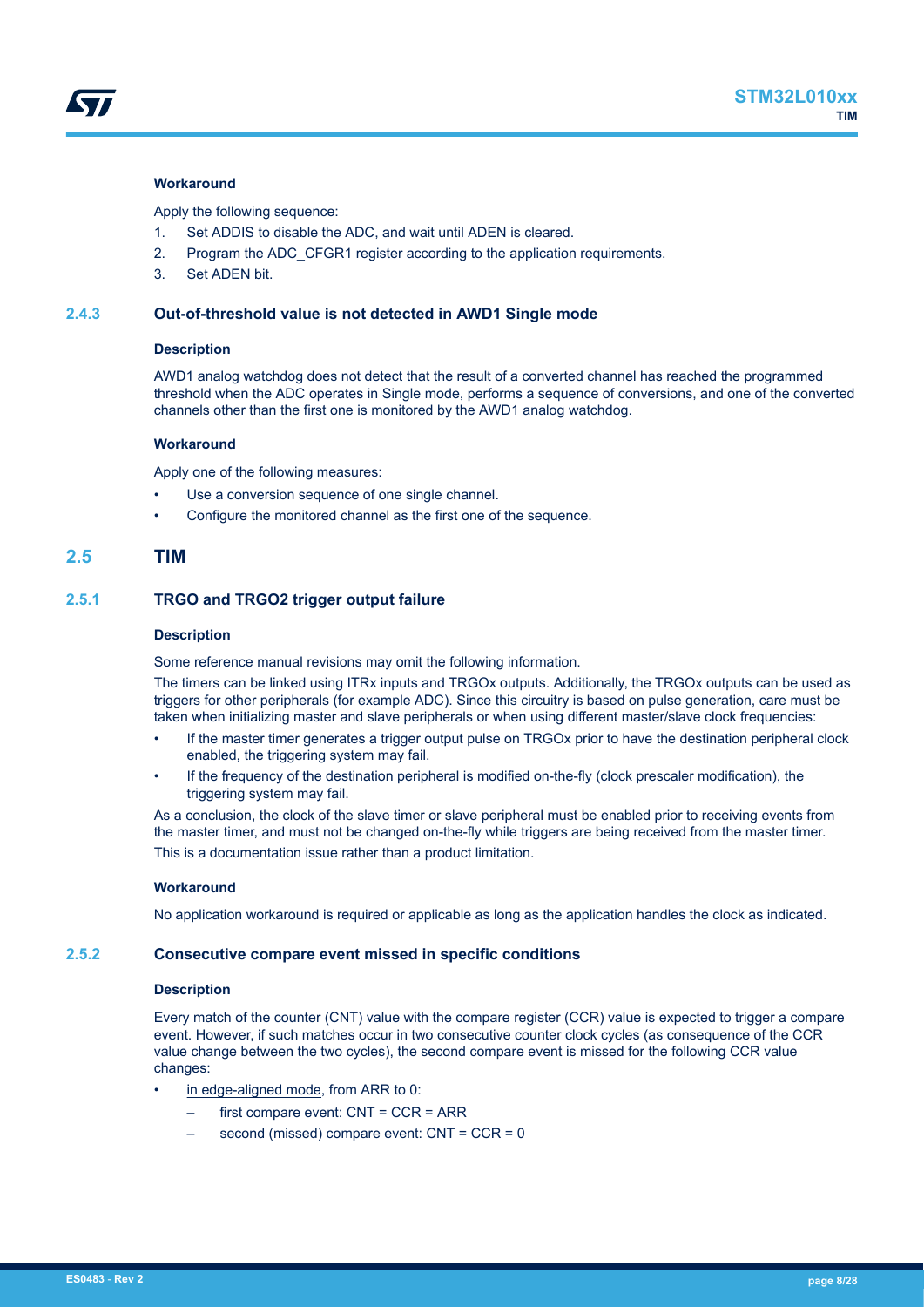#### Workaround

Apply the following sequence:

1. Set ADDIS to disable the ADC, and wait until ADEN is cleared.
2. Program the ADC_CFGR1 register according to the application requirements.
3. Set ADEN bit.

### 2.4.3 Out-of-threshold value is not detected in AWD1 Single mode

#### Description

AWD1 analog watchdog does not detect that the result of a converted channel has reached the programmed threshold when the ADC operates in Single mode, performs a sequence of conversions, and one of the converted channels other than the first one is monitored by the AWD1 analog watchdog.

#### Workaround

Apply one of the following measures:

- Use a conversion sequence of one single channel.
- Configure the monitored channel as the first one of the sequence.

## 2.5 TIM

### 2.5.1 TRGO and TRGO2 trigger output failure

#### Description

Some reference manual revisions may omit the following information.

The timers can be linked using ITRx inputs and TRGOx outputs. Additionally, the TRGOx outputs can be used as triggers for other peripherals (for example ADC). Since this circuitry is based on pulse generation, care must be taken when initializing master and slave peripherals or when using different master/slave clock frequencies:

- If the master timer generates a trigger output pulse on TRGOx prior to have the destination peripheral clock enabled, the triggering system may fail.
- If the frequency of the destination peripheral is modified on-the-fly (clock prescaler modification), the triggering system may fail.

As a conclusion, the clock of the slave timer or slave peripheral must be enabled prior to receiving events from the master timer, and must not be changed on-the-fly while triggers are being received from the master timer.

This is a documentation issue rather than a product limitation.

#### Workaround

No application workaround is required or applicable as long as the application handles the clock as indicated.

### 2.5.2 Consecutive compare event missed in specific conditions

#### Description

Every match of the counter (CNT) value with the compare register (CCR) value is expected to trigger a compare event. However, if such matches occur in two consecutive counter clock cycles (as consequence of the CCR value change between the two cycles), the second compare event is missed for the following CCR value changes:

- in edge-aligned mode, from ARR to 0:
  - first compare event: CNT = CCR = ARR
  - second (missed) compare event: CNT = CCR = 0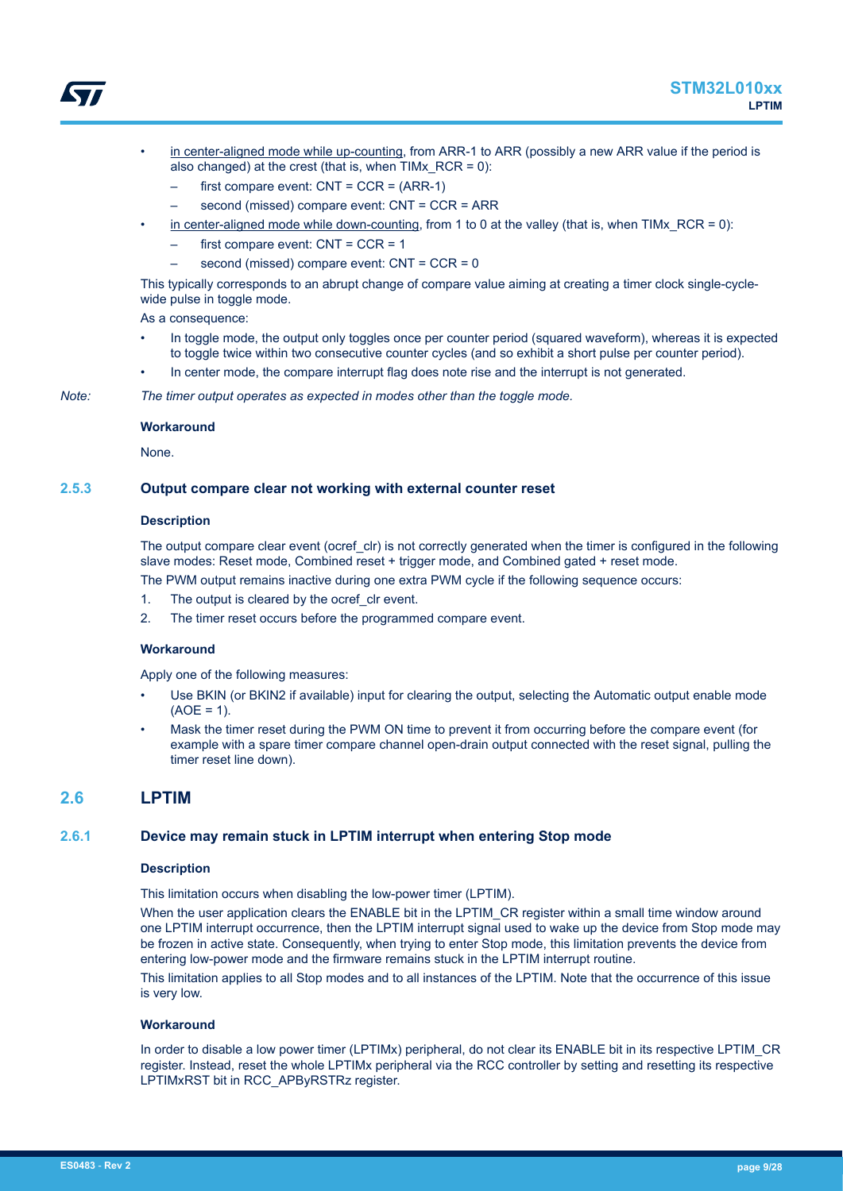- in center-aligned mode while up-counting, from ARR-1 to ARR (possibly a new ARR value if the period is also changed) at the crest (that is, when TIMx_RCR = 0):
  - first compare event: CNT = CCR = (ARR-1)
  - second (missed) compare event: CNT = CCR = ARR
- in center-aligned mode while down-counting, from 1 to 0 at the valley (that is, when TIMx_RCR = 0):
  - first compare event: CNT = CCR = 1
  - second (missed) compare event: CNT = CCR = 0

This typically corresponds to an abrupt change of compare value aiming at creating a timer clock single-cycle-wide pulse in toggle mode.

As a consequence:

- In toggle mode, the output only toggles once per counter period (squared waveform), whereas it is expected to toggle twice within two consecutive counter cycles (and so exhibit a short pulse per counter period).
- In center mode, the compare interrupt flag does note rise and the interrupt is not generated.

*Note: The timer output operates as expected in modes other than the toggle mode.*

**Workaround**

None.

### 2.5.3 Output compare clear not working with external counter reset

**Description**

The output compare clear event (ocref_clr) is not correctly generated when the timer is configured in the following slave modes: Reset mode, Combined reset + trigger mode, and Combined gated + reset mode.

The PWM output remains inactive during one extra PWM cycle if the following sequence occurs:

1. The output is cleared by the ocref_clr event.
2. The timer reset occurs before the programmed compare event.

**Workaround**

Apply one of the following measures:

- Use BKIN (or BKIN2 if available) input for clearing the output, selecting the Automatic output enable mode (AOE = 1).
- Mask the timer reset during the PWM ON time to prevent it from occurring before the compare event (for example with a spare timer compare channel open-drain output connected with the reset signal, pulling the timer reset line down).

## 2.6 LPTIM

### 2.6.1 Device may remain stuck in LPTIM interrupt when entering Stop mode

**Description**

This limitation occurs when disabling the low-power timer (LPTIM).

When the user application clears the ENABLE bit in the LPTIM_CR register within a small time window around one LPTIM interrupt occurrence, then the LPTIM interrupt signal used to wake up the device from Stop mode may be frozen in active state. Consequently, when trying to enter Stop mode, this limitation prevents the device from entering low-power mode and the firmware remains stuck in the LPTIM interrupt routine.

This limitation applies to all Stop modes and to all instances of the LPTIM. Note that the occurrence of this issue is very low.

**Workaround**

In order to disable a low power timer (LPTIMx) peripheral, do not clear its ENABLE bit in its respective LPTIM_CR register. Instead, reset the whole LPTIMx peripheral via the RCC controller by setting and resetting its respective LPTIMxRST bit in RCC_APByRSTRz register.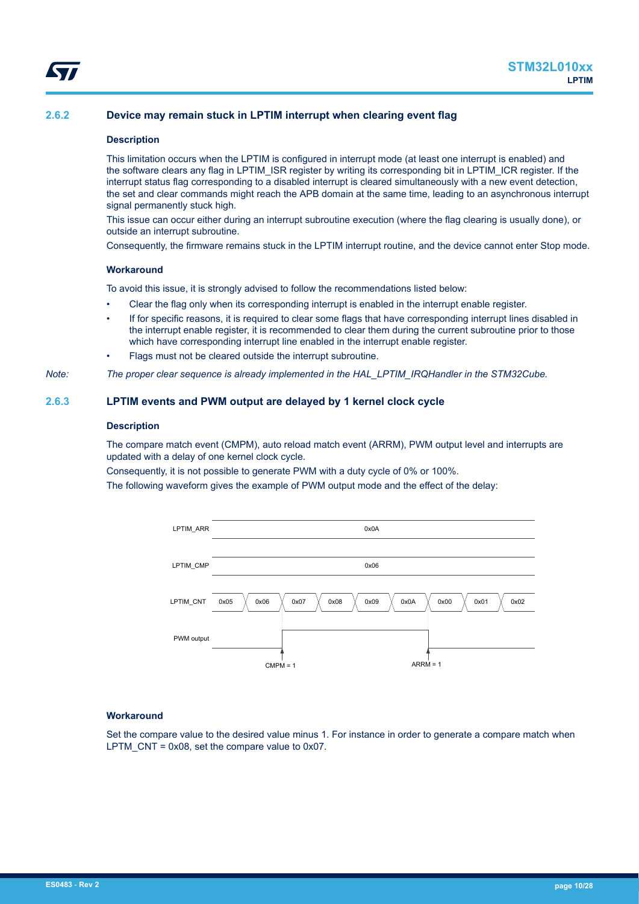### 2.6.2 Device may remain stuck in LPTIM interrupt when clearing event flag

#### Description

This limitation occurs when the LPTIM is configured in interrupt mode (at least one interrupt is enabled) and the software clears any flag in LPTIM_ISR register by writing its corresponding bit in LPTIM_ICR register. If the interrupt status flag corresponding to a disabled interrupt is cleared simultaneously with a new event detection, the set and clear commands might reach the APB domain at the same time, leading to an asynchronous interrupt signal permanently stuck high.

This issue can occur either during an interrupt subroutine execution (where the flag clearing is usually done), or outside an interrupt subroutine.

Consequently, the firmware remains stuck in the LPTIM interrupt routine, and the device cannot enter Stop mode.

#### Workaround

To avoid this issue, it is strongly advised to follow the recommendations listed below:

- Clear the flag only when its corresponding interrupt is enabled in the interrupt enable register.
- If for specific reasons, it is required to clear some flags that have corresponding interrupt lines disabled in the interrupt enable register, it is recommended to clear them during the current subroutine prior to those which have corresponding interrupt line enabled in the interrupt enable register.
- Flags must not be cleared outside the interrupt subroutine.

*Note: The proper clear sequence is already implemented in the HAL_LPTIM_IRQHandler in the STM32Cube.*

### 2.6.3 LPTIM events and PWM output are delayed by 1 kernel clock cycle

#### Description

The compare match event (CMPM), auto reload match event (ARRM), PWM output level and interrupts are updated with a delay of one kernel clock cycle.

Consequently, it is not possible to generate PWM with a duty cycle of 0% or 100%.

The following waveform gives the example of PWM output mode and the effect of the delay:

LPTIM_ARR: 0x0A

LPTIM_CMP: 0x06

LPTIM_CNT: 0x05, 0x06, 0x07, 0x08, 0x09, 0x0A, 0x00, 0x01, 0x02

PWM output: CMPM = 1, ARRM = 1

#### Workaround

Set the compare value to the desired value minus 1. For instance in order to generate a compare match when LPTM_CNT = 0x08, set the compare value to 0x07.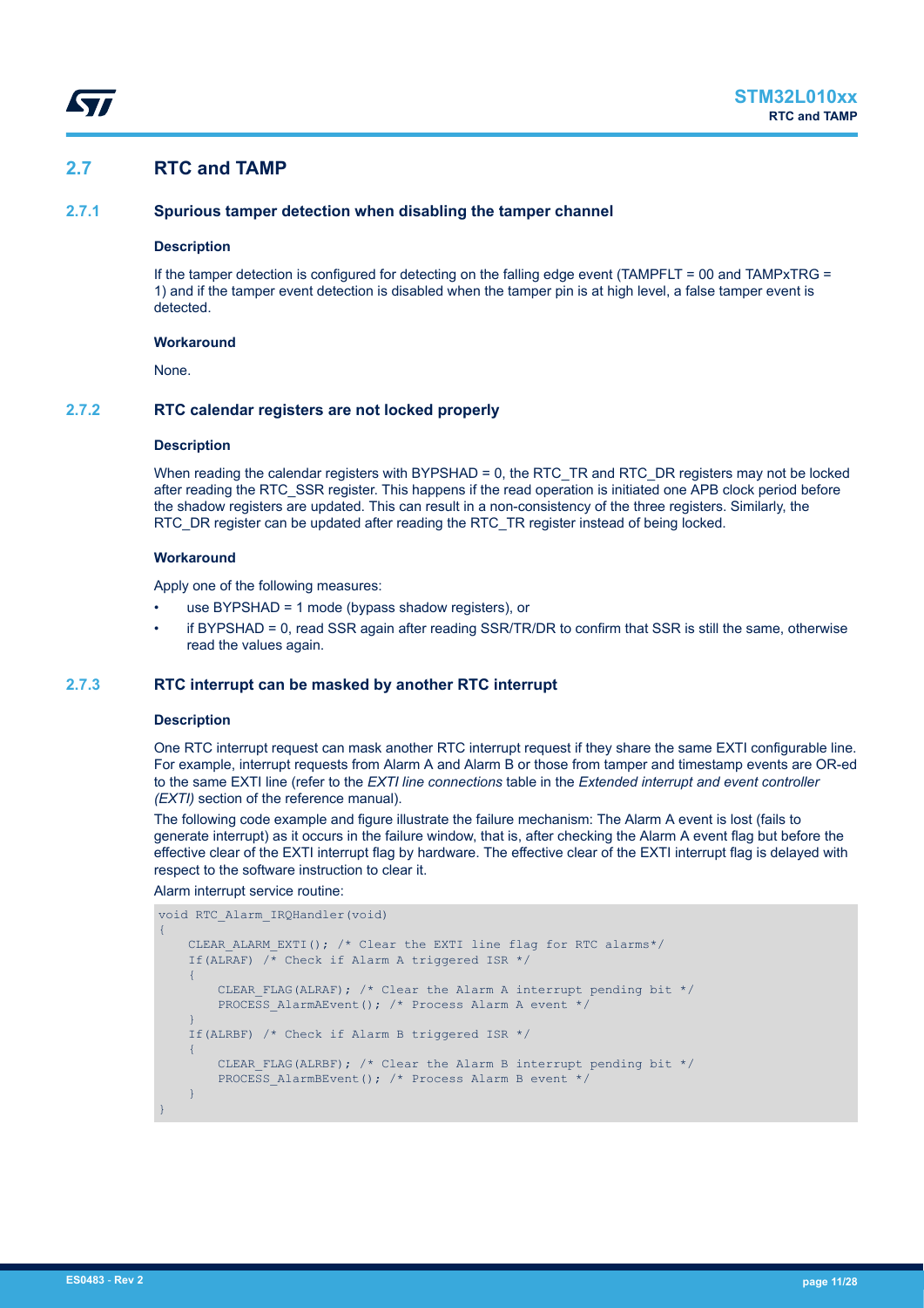## 2.7 RTC and TAMP

### 2.7.1 Spurious tamper detection when disabling the tamper channel

#### Description

If the tamper detection is configured for detecting on the falling edge event (TAMPFLT = 00 and TAMPxTRG = 1) and if the tamper event detection is disabled when the tamper pin is at high level, a false tamper event is detected.

#### Workaround

None.

### 2.7.2 RTC calendar registers are not locked properly

#### Description

When reading the calendar registers with BYPSHAD = 0, the RTC_TR and RTC_DR registers may not be locked after reading the RTC_SSR register. This happens if the read operation is initiated one APB clock period before the shadow registers are updated. This can result in a non-consistency of the three registers. Similarly, the RTC_DR register can be updated after reading the RTC_TR register instead of being locked.

#### Workaround

Apply one of the following measures:

- use BYPSHAD = 1 mode (bypass shadow registers), or
- if BYPSHAD = 0, read SSR again after reading SSR/TR/DR to confirm that SSR is still the same, otherwise read the values again.

### 2.7.3 RTC interrupt can be masked by another RTC interrupt

#### Description

One RTC interrupt request can mask another RTC interrupt request if they share the same EXTI configurable line. For example, interrupt requests from Alarm A and Alarm B or those from tamper and timestamp events are OR-ed to the same EXTI line (refer to the *EXTI line connections* table in the *Extended interrupt and event controller (EXTI)* section of the reference manual).

The following code example and figure illustrate the failure mechanism: The Alarm A event is lost (fails to generate interrupt) as it occurs in the failure window, that is, after checking the Alarm A event flag but before the effective clear of the EXTI interrupt flag by hardware. The effective clear of the EXTI interrupt flag is delayed with respect to the software instruction to clear it.

Alarm interrupt service routine:

```
void RTC_Alarm_IRQHandler(void)
{
    CLEAR_ALARM_EXTI(); /* Clear the EXTI line flag for RTC alarms*/
    If(ALRAF) /* Check if Alarm A triggered ISR */
    {
        CLEAR_FLAG(ALRAF); /* Clear the Alarm A interrupt pending bit */
        PROCESS_AlarmAEvent(); /* Process Alarm A event */
    }
    If(ALRBF) /* Check if Alarm B triggered ISR */
    {
        CLEAR_FLAG(ALRBF); /* Clear the Alarm B interrupt pending bit */
        PROCESS_AlarmBEvent(); /* Process Alarm B event */
    }
}
```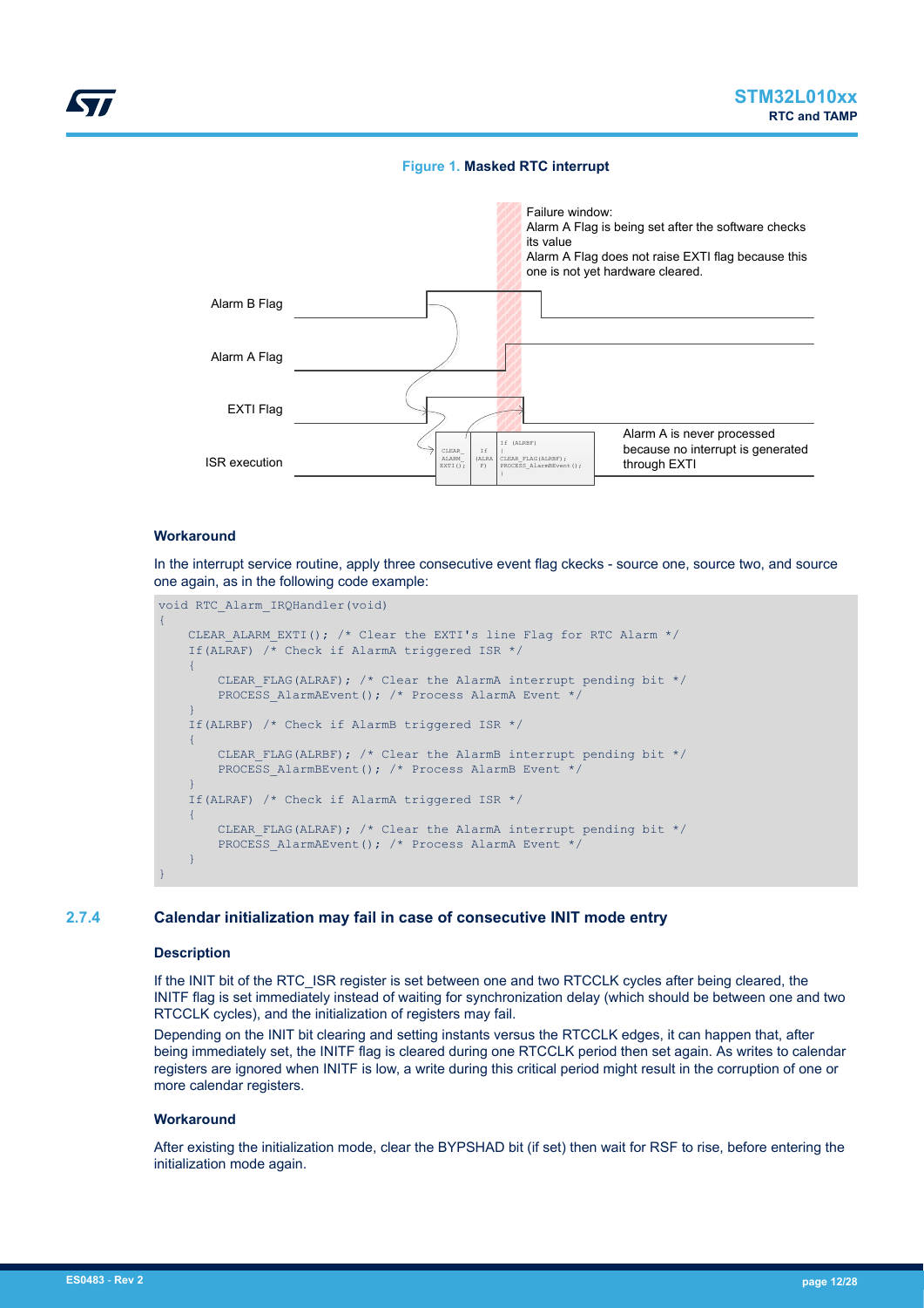**Figure 1. Masked RTC interrupt**

Failure window:
Alarm A Flag is being set after the software checks its value
Alarm A Flag does not raise EXTI flag because this one is not yet hardware cleared.

Alarm B Flag

Alarm A Flag

EXTI Flag

ISR execution

Alarm A is never processed because no interrupt is generated through EXTI

### Workaround

In the interrupt service routine, apply three consecutive event flag ckecks - source one, source two, and source one again, as in the following code example:

```
void RTC_Alarm_IRQHandler(void)
{
    CLEAR_ALARM_EXTI(); /* Clear the EXTI's line Flag for RTC Alarm */
    If(ALRAF) /* Check if AlarmA triggered ISR */
    {
        CLEAR_FLAG(ALRAF); /* Clear the AlarmA interrupt pending bit */
        PROCESS_AlarmAEvent(); /* Process AlarmA Event */
    }
    If(ALRBF) /* Check if AlarmB triggered ISR */
    {
        CLEAR_FLAG(ALRBF); /* Clear the AlarmB interrupt pending bit */
        PROCESS_AlarmBEvent(); /* Process AlarmB Event */
    }
    If(ALRAF) /* Check if AlarmA triggered ISR */
    {
        CLEAR_FLAG(ALRAF); /* Clear the AlarmA interrupt pending bit */
        PROCESS_AlarmAEvent(); /* Process AlarmA Event */
    }
}
```

## 2.7.4 Calendar initialization may fail in case of consecutive INIT mode entry

### Description

If the INIT bit of the RTC_ISR register is set between one and two RTCCLK cycles after being cleared, the INITF flag is set immediately instead of waiting for synchronization delay (which should be between one and two RTCCLK cycles), and the initialization of registers may fail.

Depending on the INIT bit clearing and setting instants versus the RTCCLK edges, it can happen that, after being immediately set, the INITF flag is cleared during one RTCCLK period then set again. As writes to calendar registers are ignored when INITF is low, a write during this critical period might result in the corruption of one or more calendar registers.

### Workaround

After existing the initialization mode, clear the BYPSHAD bit (if set) then wait for RSF to rise, before entering the initialization mode again.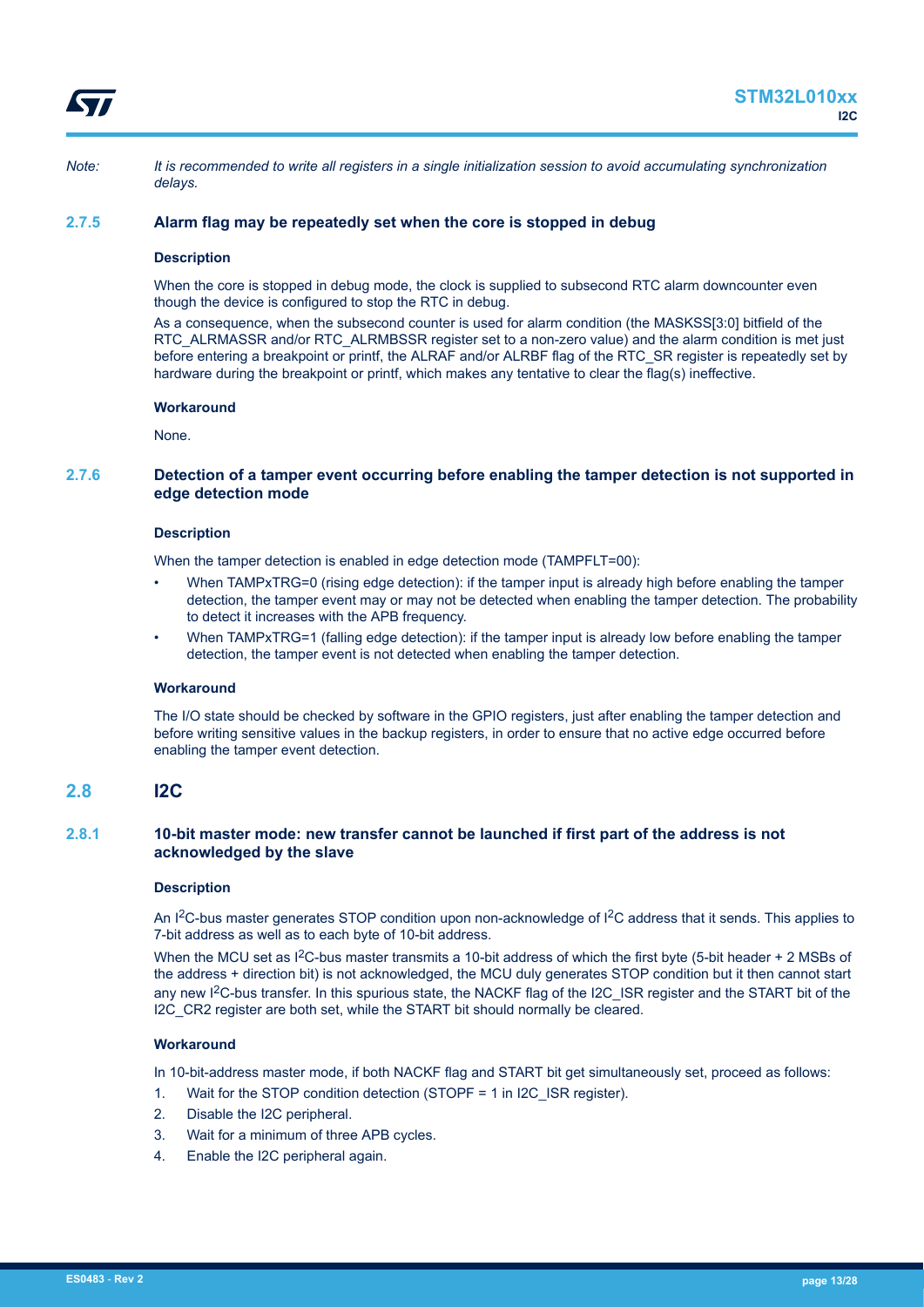*Note: It is recommended to write all registers in a single initialization session to avoid accumulating synchronization delays.*

### 2.7.5 Alarm flag may be repeatedly set when the core is stopped in debug

#### Description

When the core is stopped in debug mode, the clock is supplied to subsecond RTC alarm downcounter even though the device is configured to stop the RTC in debug.

As a consequence, when the subsecond counter is used for alarm condition (the MASKSS[3:0] bitfield of the RTC_ALRMASSR and/or RTC_ALRMBSSR register set to a non-zero value) and the alarm condition is met just before entering a breakpoint or printf, the ALRAF and/or ALRBF flag of the RTC_SR register is repeatedly set by hardware during the breakpoint or printf, which makes any tentative to clear the flag(s) ineffective.

#### Workaround

None.

### 2.7.6 Detection of a tamper event occurring before enabling the tamper detection is not supported in edge detection mode

#### Description

When the tamper detection is enabled in edge detection mode (TAMPFLT=00):

- When TAMPxTRG=0 (rising edge detection): if the tamper input is already high before enabling the tamper detection, the tamper event may or may not be detected when enabling the tamper detection. The probability to detect it increases with the APB frequency.
- When TAMPxTRG=1 (falling edge detection): if the tamper input is already low before enabling the tamper detection, the tamper event is not detected when enabling the tamper detection.

#### Workaround

The I/O state should be checked by software in the GPIO registers, just after enabling the tamper detection and before writing sensitive values in the backup registers, in order to ensure that no active edge occurred before enabling the tamper event detection.

## 2.8 I2C

### 2.8.1 10-bit master mode: new transfer cannot be launched if first part of the address is not acknowledged by the slave

#### Description

An $I^2C$-bus master generates STOP condition upon non-acknowledge of $I^2C$ address that it sends. This applies to 7-bit address as well as to each byte of 10-bit address.

When the MCU set as $I^2C$-bus master transmits a 10-bit address of which the first byte (5-bit header + 2 MSBs of the address + direction bit) is not acknowledged, the MCU duly generates STOP condition but it then cannot start any new $I^2C$-bus transfer. In this spurious state, the NACKF flag of the I2C_ISR register and the START bit of the I2C_CR2 register are both set, while the START bit should normally be cleared.

#### Workaround

In 10-bit-address master mode, if both NACKF flag and START bit get simultaneously set, proceed as follows:

1. Wait for the STOP condition detection (STOPF = 1 in I2C_ISR register).
2. Disable the I2C peripheral.
3. Wait for a minimum of three APB cycles.
4. Enable the I2C peripheral again.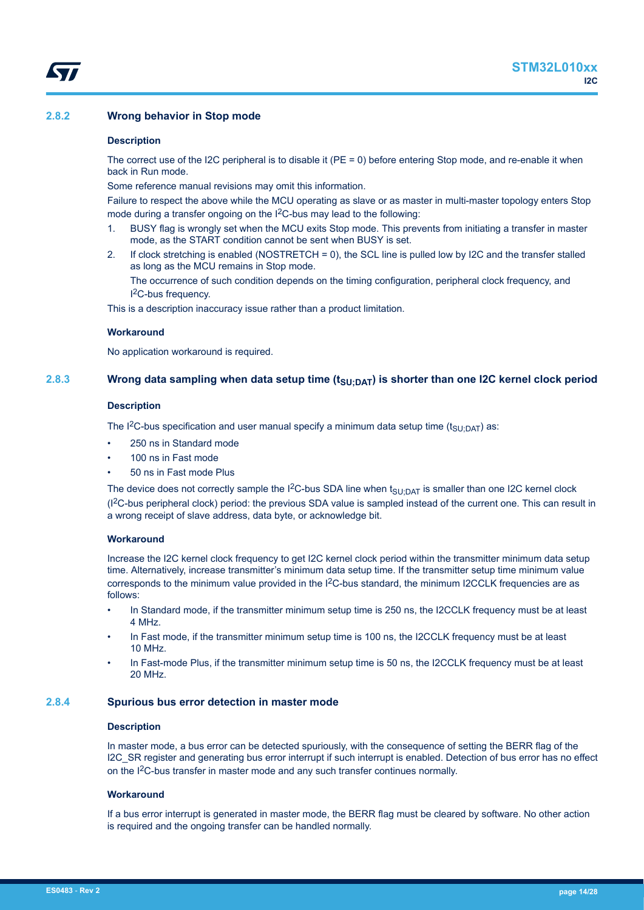### 2.8.2 Wrong behavior in Stop mode

#### Description

The correct use of the I2C peripheral is to disable it (PE = 0) before entering Stop mode, and re-enable it when back in Run mode.

Some reference manual revisions may omit this information.

Failure to respect the above while the MCU operating as slave or as master in multi-master topology enters Stop mode during a transfer ongoing on the $I^2C$-bus may lead to the following:

1. BUSY flag is wrongly set when the MCU exits Stop mode. This prevents from initiating a transfer in master mode, as the START condition cannot be sent when BUSY is set.
2. If clock stretching is enabled (NOSTRETCH = 0), the SCL line is pulled low by I2C and the transfer stalled as long as the MCU remains in Stop mode.

   The occurrence of such condition depends on the timing configuration, peripheral clock frequency, and $I^2C$-bus frequency.

This is a description inaccuracy issue rather than a product limitation.

#### Workaround

No application workaround is required.

### 2.8.3 Wrong data sampling when data setup time ($t_{SU;DAT}$) is shorter than one I2C kernel clock period

#### Description

The $I^2C$-bus specification and user manual specify a minimum data setup time ($t_{SU;DAT}$) as:

- 250 ns in Standard mode
- 100 ns in Fast mode
- 50 ns in Fast mode Plus

The device does not correctly sample the $I^2C$-bus SDA line when $t_{SU;DAT}$ is smaller than one I2C kernel clock ($I^2C$-bus peripheral clock) period: the previous SDA value is sampled instead of the current one. This can result in a wrong receipt of slave address, data byte, or acknowledge bit.

#### Workaround

Increase the I2C kernel clock frequency to get I2C kernel clock period within the transmitter minimum data setup time. Alternatively, increase transmitter's minimum data setup time. If the transmitter setup time minimum value corresponds to the minimum value provided in the $I^2C$-bus standard, the minimum I2CCLK frequencies are as follows:

- In Standard mode, if the transmitter minimum setup time is 250 ns, the I2CCLK frequency must be at least 4 MHz.
- In Fast mode, if the transmitter minimum setup time is 100 ns, the I2CCLK frequency must be at least 10 MHz.
- In Fast-mode Plus, if the transmitter minimum setup time is 50 ns, the I2CCLK frequency must be at least 20 MHz.

### 2.8.4 Spurious bus error detection in master mode

#### Description

In master mode, a bus error can be detected spuriously, with the consequence of setting the BERR flag of the I2C_SR register and generating bus error interrupt if such interrupt is enabled. Detection of bus error has no effect on the $I^2C$-bus transfer in master mode and any such transfer continues normally.

#### Workaround

If a bus error interrupt is generated in master mode, the BERR flag must be cleared by software. No other action is required and the ongoing transfer can be handled normally.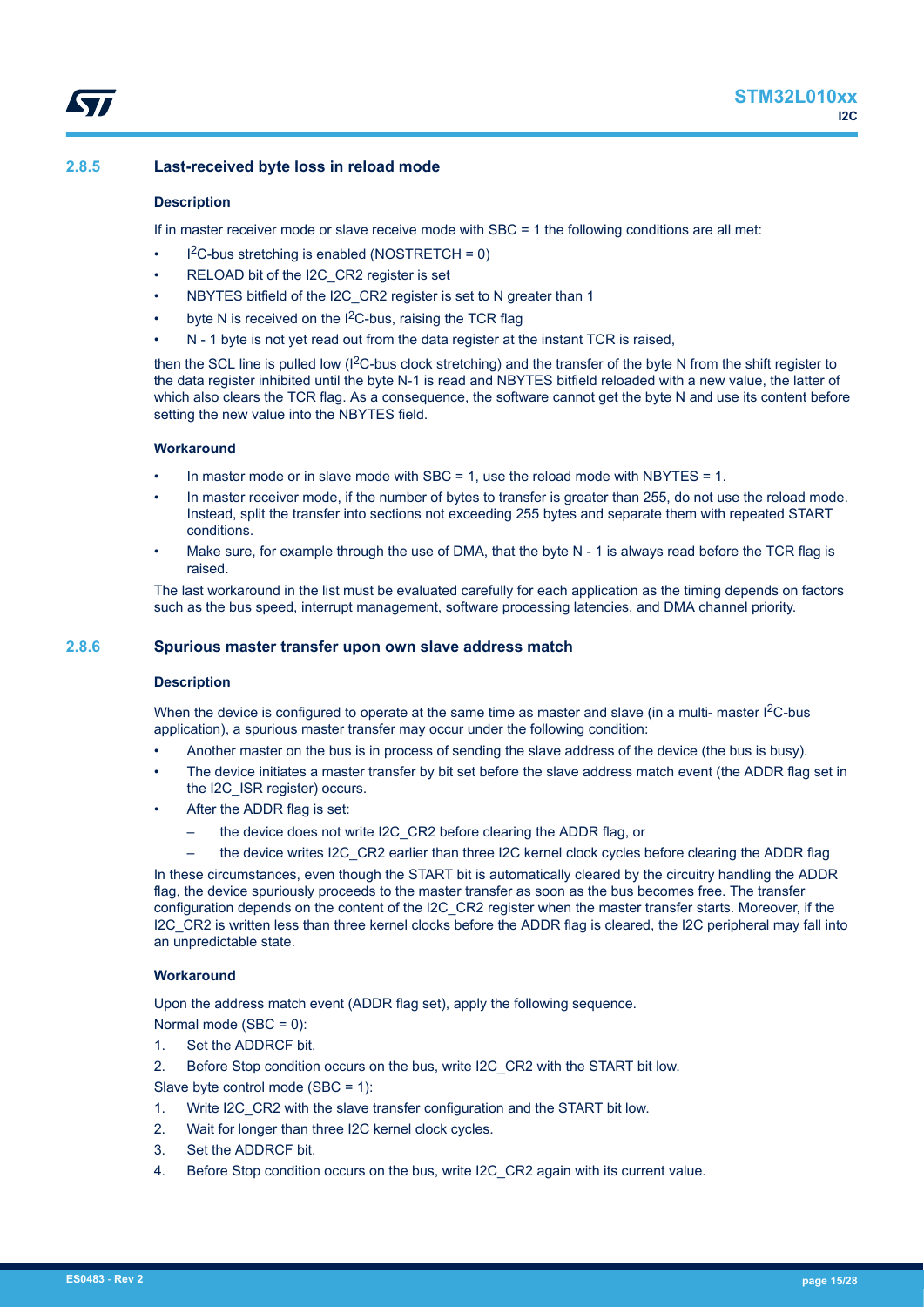### 2.8.5 Last-received byte loss in reload mode

#### Description

If in master receiver mode or slave receive mode with SBC = 1 the following conditions are all met:

- I²C-bus stretching is enabled (NOSTRETCH = 0)
- RELOAD bit of the I2C_CR2 register is set
- NBYTES bitfield of the I2C_CR2 register is set to N greater than 1
- byte N is received on the I²C-bus, raising the TCR flag
- N - 1 byte is not yet read out from the data register at the instant TCR is raised,

then the SCL line is pulled low (I²C-bus clock stretching) and the transfer of the byte N from the shift register to the data register inhibited until the byte N-1 is read and NBYTES bitfield reloaded with a new value, the latter of which also clears the TCR flag. As a consequence, the software cannot get the byte N and use its content before setting the new value into the NBYTES field.

#### Workaround

- In master mode or in slave mode with SBC = 1, use the reload mode with NBYTES = 1.
- In master receiver mode, if the number of bytes to transfer is greater than 255, do not use the reload mode. Instead, split the transfer into sections not exceeding 255 bytes and separate them with repeated START conditions.
- Make sure, for example through the use of DMA, that the byte N - 1 is always read before the TCR flag is raised.

The last workaround in the list must be evaluated carefully for each application as the timing depends on factors such as the bus speed, interrupt management, software processing latencies, and DMA channel priority.

### 2.8.6 Spurious master transfer upon own slave address match

#### Description

When the device is configured to operate at the same time as master and slave (in a multi- master I²C-bus application), a spurious master transfer may occur under the following condition:

- Another master on the bus is in process of sending the slave address of the device (the bus is busy).
- The device initiates a master transfer by bit set before the slave address match event (the ADDR flag set in the I2C_ISR register) occurs.
- After the ADDR flag is set:
  - the device does not write I2C_CR2 before clearing the ADDR flag, or
  - the device writes I2C_CR2 earlier than three I2C kernel clock cycles before clearing the ADDR flag

In these circumstances, even though the START bit is automatically cleared by the circuitry handling the ADDR flag, the device spuriously proceeds to the master transfer as soon as the bus becomes free. The transfer configuration depends on the content of the I2C_CR2 register when the master transfer starts. Moreover, if the I2C_CR2 is written less than three kernel clocks before the ADDR flag is cleared, the I2C peripheral may fall into an unpredictable state.

#### Workaround

Upon the address match event (ADDR flag set), apply the following sequence.

Normal mode (SBC = 0):

1. Set the ADDRCF bit.
2. Before Stop condition occurs on the bus, write I2C_CR2 with the START bit low.

Slave byte control mode (SBC = 1):

1. Write I2C_CR2 with the slave transfer configuration and the START bit low.
2. Wait for longer than three I2C kernel clock cycles.
3. Set the ADDRCF bit.
4. Before Stop condition occurs on the bus, write I2C_CR2 again with its current value.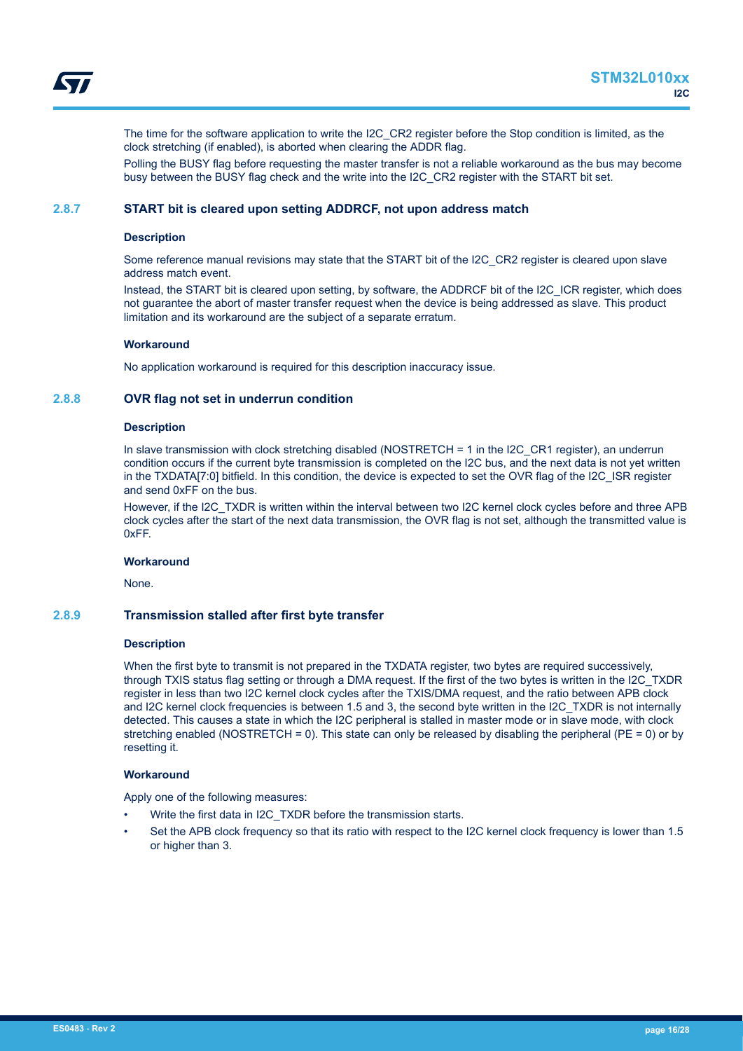The time for the software application to write the I2C_CR2 register before the Stop condition is limited, as the clock stretching (if enabled), is aborted when clearing the ADDR flag.

Polling the BUSY flag before requesting the master transfer is not a reliable workaround as the bus may become busy between the BUSY flag check and the write into the I2C_CR2 register with the START bit set.

### 2.8.7 START bit is cleared upon setting ADDRCF, not upon address match

#### Description

Some reference manual revisions may state that the START bit of the I2C_CR2 register is cleared upon slave address match event.

Instead, the START bit is cleared upon setting, by software, the ADDRCF bit of the I2C_ICR register, which does not guarantee the abort of master transfer request when the device is being addressed as slave. This product limitation and its workaround are the subject of a separate erratum.

#### Workaround

No application workaround is required for this description inaccuracy issue.

### 2.8.8 OVR flag not set in underrun condition

#### Description

In slave transmission with clock stretching disabled (NOSTRETCH = 1 in the I2C_CR1 register), an underrun condition occurs if the current byte transmission is completed on the I2C bus, and the next data is not yet written in the TXDATA[7:0] bitfield. In this condition, the device is expected to set the OVR flag of the I2C_ISR register and send 0xFF on the bus.

However, if the I2C_TXDR is written within the interval between two I2C kernel clock cycles before and three APB clock cycles after the start of the next data transmission, the OVR flag is not set, although the transmitted value is 0xFF.

#### Workaround

None.

### 2.8.9 Transmission stalled after first byte transfer

#### Description

When the first byte to transmit is not prepared in the TXDATA register, two bytes are required successively, through TXIS status flag setting or through a DMA request. If the first of the two bytes is written in the I2C_TXDR register in less than two I2C kernel clock cycles after the TXIS/DMA request, and the ratio between APB clock and I2C kernel clock frequencies is between 1.5 and 3, the second byte written in the I2C_TXDR is not internally detected. This causes a state in which the I2C peripheral is stalled in master mode or in slave mode, with clock stretching enabled (NOSTRETCH = 0). This state can only be released by disabling the peripheral (PE = 0) or by resetting it.

#### Workaround

Apply one of the following measures:

- Write the first data in I2C_TXDR before the transmission starts.
- Set the APB clock frequency so that its ratio with respect to the I2C kernel clock frequency is lower than 1.5 or higher than 3.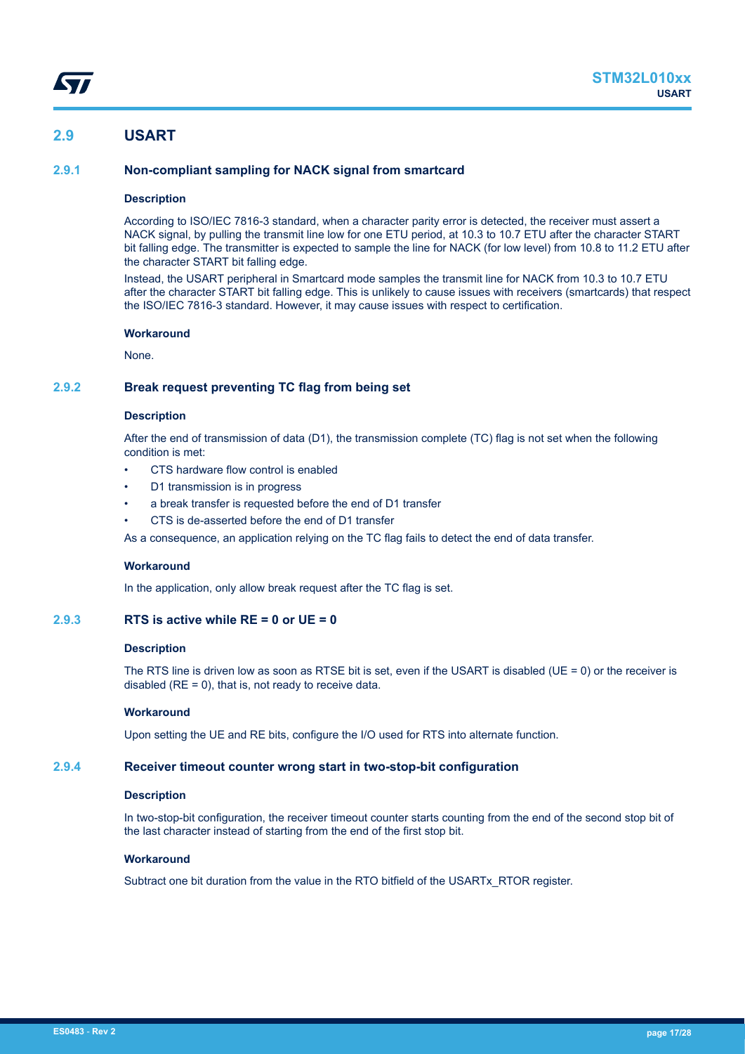## 2.9 USART

### 2.9.1 Non-compliant sampling for NACK signal from smartcard

#### Description

According to ISO/IEC 7816-3 standard, when a character parity error is detected, the receiver must assert a NACK signal, by pulling the transmit line low for one ETU period, at 10.3 to 10.7 ETU after the character START bit falling edge. The transmitter is expected to sample the line for NACK (for low level) from 10.8 to 11.2 ETU after the character START bit falling edge.

Instead, the USART peripheral in Smartcard mode samples the transmit line for NACK from 10.3 to 10.7 ETU after the character START bit falling edge. This is unlikely to cause issues with receivers (smartcards) that respect the ISO/IEC 7816-3 standard. However, it may cause issues with respect to certification.

#### Workaround

None.

### 2.9.2 Break request preventing TC flag from being set

#### Description

After the end of transmission of data (D1), the transmission complete (TC) flag is not set when the following condition is met:

- CTS hardware flow control is enabled
- D1 transmission is in progress
- a break transfer is requested before the end of D1 transfer
- CTS is de-asserted before the end of D1 transfer

As a consequence, an application relying on the TC flag fails to detect the end of data transfer.

#### Workaround

In the application, only allow break request after the TC flag is set.

### 2.9.3 RTS is active while RE = 0 or UE = 0

#### Description

The RTS line is driven low as soon as RTSE bit is set, even if the USART is disabled (UE = 0) or the receiver is disabled (RE = 0), that is, not ready to receive data.

#### Workaround

Upon setting the UE and RE bits, configure the I/O used for RTS into alternate function.

### 2.9.4 Receiver timeout counter wrong start in two-stop-bit configuration

#### Description

In two-stop-bit configuration, the receiver timeout counter starts counting from the end of the second stop bit of the last character instead of starting from the end of the first stop bit.

#### Workaround

Subtract one bit duration from the value in the RTO bitfield of the USARTx_RTOR register.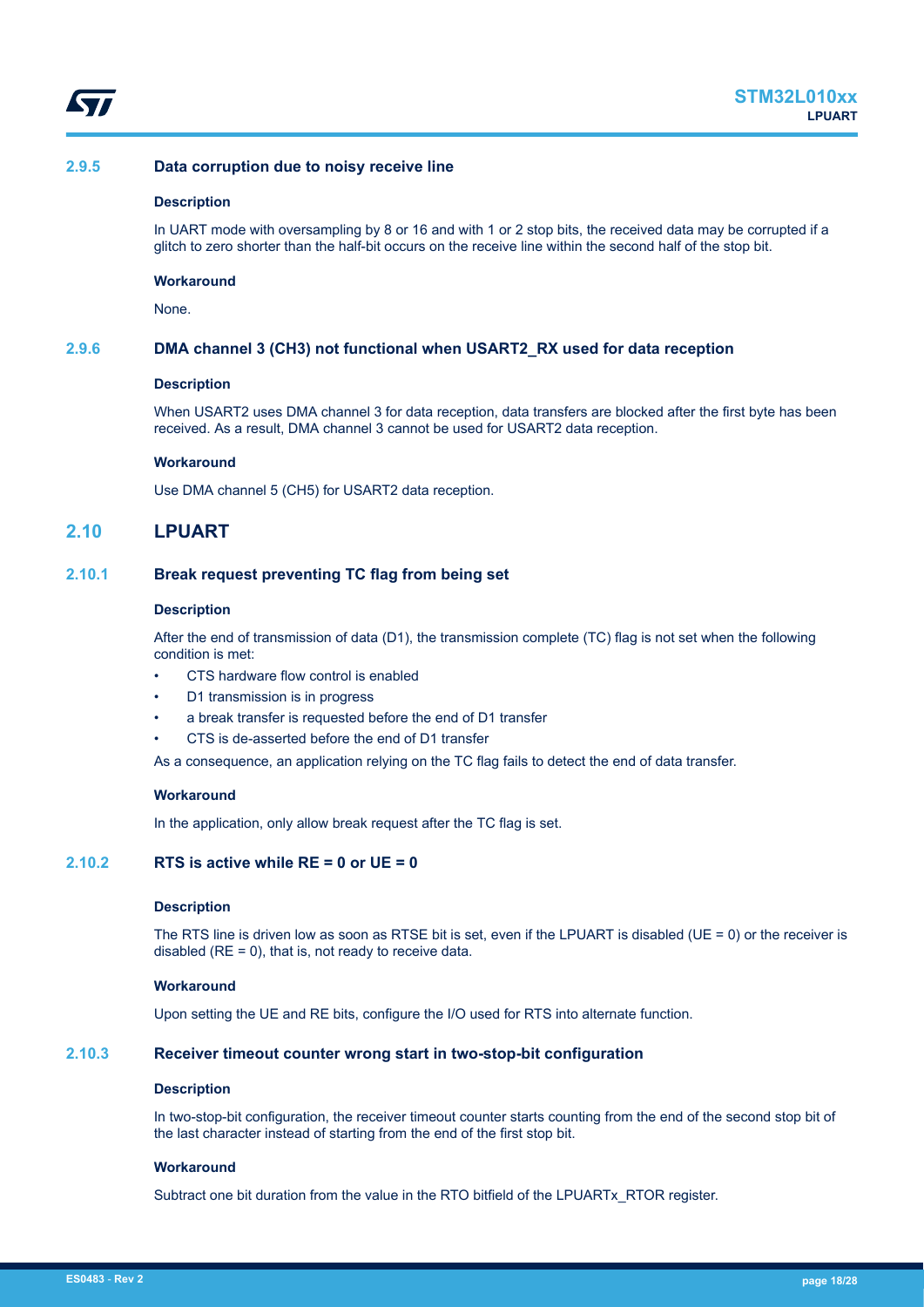### 2.9.5 Data corruption due to noisy receive line

#### Description

In UART mode with oversampling by 8 or 16 and with 1 or 2 stop bits, the received data may be corrupted if a glitch to zero shorter than the half-bit occurs on the receive line within the second half of the stop bit.

#### Workaround

None.

### 2.9.6 DMA channel 3 (CH3) not functional when USART2_RX used for data reception

#### Description

When USART2 uses DMA channel 3 for data reception, data transfers are blocked after the first byte has been received. As a result, DMA channel 3 cannot be used for USART2 data reception.

#### Workaround

Use DMA channel 5 (CH5) for USART2 data reception.

## 2.10 LPUART

### 2.10.1 Break request preventing TC flag from being set

#### Description

After the end of transmission of data (D1), the transmission complete (TC) flag is not set when the following condition is met:

- CTS hardware flow control is enabled
- D1 transmission is in progress
- a break transfer is requested before the end of D1 transfer
- CTS is de-asserted before the end of D1 transfer

As a consequence, an application relying on the TC flag fails to detect the end of data transfer.

#### Workaround

In the application, only allow break request after the TC flag is set.

### 2.10.2 RTS is active while RE = 0 or UE = 0

#### Description

The RTS line is driven low as soon as RTSE bit is set, even if the LPUART is disabled (UE = 0) or the receiver is disabled (RE = 0), that is, not ready to receive data.

#### Workaround

Upon setting the UE and RE bits, configure the I/O used for RTS into alternate function.

### 2.10.3 Receiver timeout counter wrong start in two-stop-bit configuration

#### Description

In two-stop-bit configuration, the receiver timeout counter starts counting from the end of the second stop bit of the last character instead of starting from the end of the first stop bit.

#### Workaround

Subtract one bit duration from the value in the RTO bitfield of the LPUARTx_RTOR register.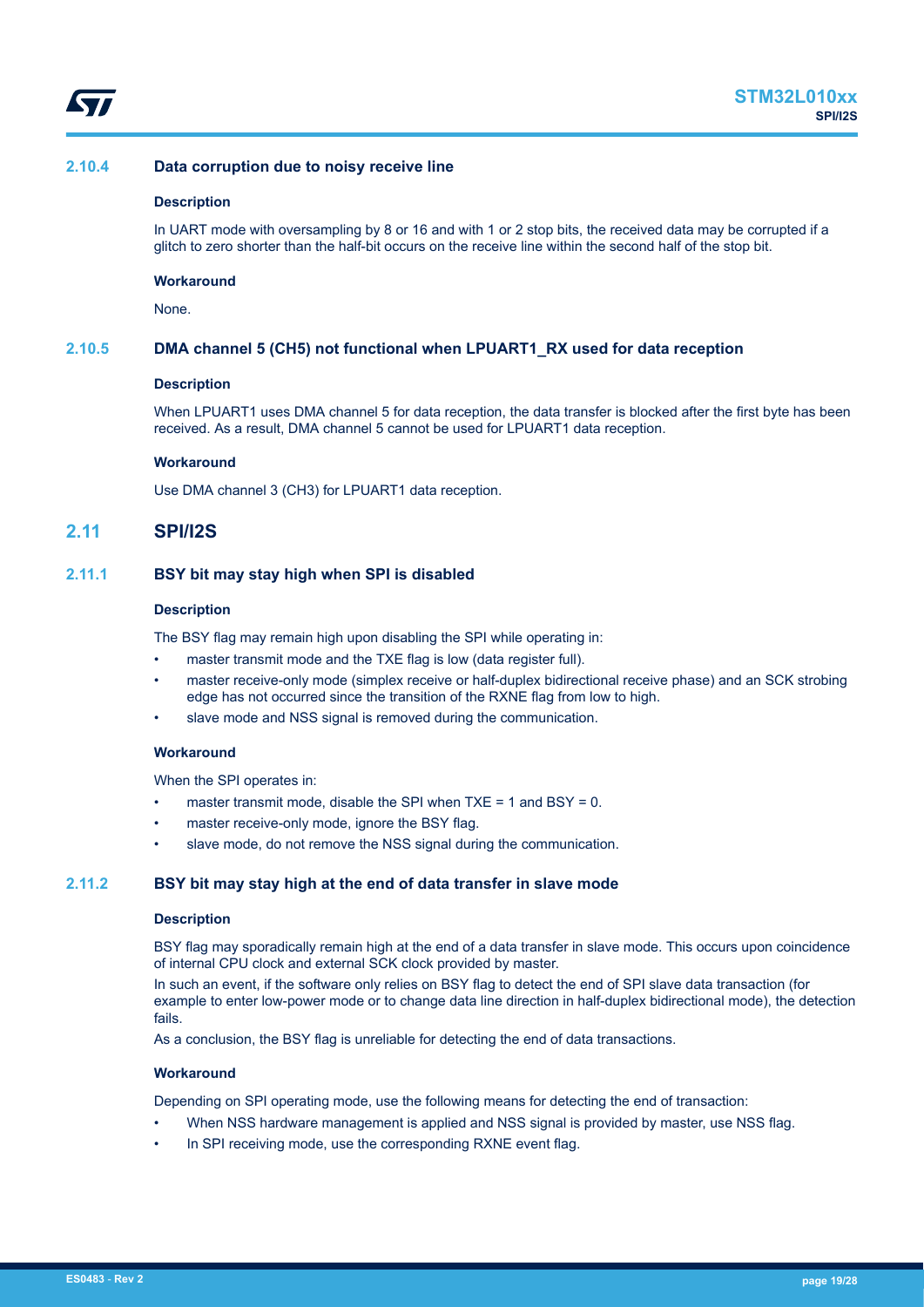### 2.10.4 Data corruption due to noisy receive line

#### Description

In UART mode with oversampling by 8 or 16 and with 1 or 2 stop bits, the received data may be corrupted if a glitch to zero shorter than the half-bit occurs on the receive line within the second half of the stop bit.

#### Workaround

None.

### 2.10.5 DMA channel 5 (CH5) not functional when LPUART1_RX used for data reception

#### Description

When LPUART1 uses DMA channel 5 for data reception, the data transfer is blocked after the first byte has been received. As a result, DMA channel 5 cannot be used for LPUART1 data reception.

#### Workaround

Use DMA channel 3 (CH3) for LPUART1 data reception.

## 2.11 SPI/I2S

### 2.11.1 BSY bit may stay high when SPI is disabled

#### Description

The BSY flag may remain high upon disabling the SPI while operating in:

- master transmit mode and the TXE flag is low (data register full).
- master receive-only mode (simplex receive or half-duplex bidirectional receive phase) and an SCK strobing edge has not occurred since the transition of the RXNE flag from low to high.
- slave mode and NSS signal is removed during the communication.

#### Workaround

When the SPI operates in:

- master transmit mode, disable the SPI when TXE = 1 and BSY = 0.
- master receive-only mode, ignore the BSY flag.
- slave mode, do not remove the NSS signal during the communication.

### 2.11.2 BSY bit may stay high at the end of data transfer in slave mode

#### Description

BSY flag may sporadically remain high at the end of a data transfer in slave mode. This occurs upon coincidence of internal CPU clock and external SCK clock provided by master.

In such an event, if the software only relies on BSY flag to detect the end of SPI slave data transaction (for example to enter low-power mode or to change data line direction in half-duplex bidirectional mode), the detection fails.

As a conclusion, the BSY flag is unreliable for detecting the end of data transactions.

#### Workaround

Depending on SPI operating mode, use the following means for detecting the end of transaction:

- When NSS hardware management is applied and NSS signal is provided by master, use NSS flag.
- In SPI receiving mode, use the corresponding RXNE event flag.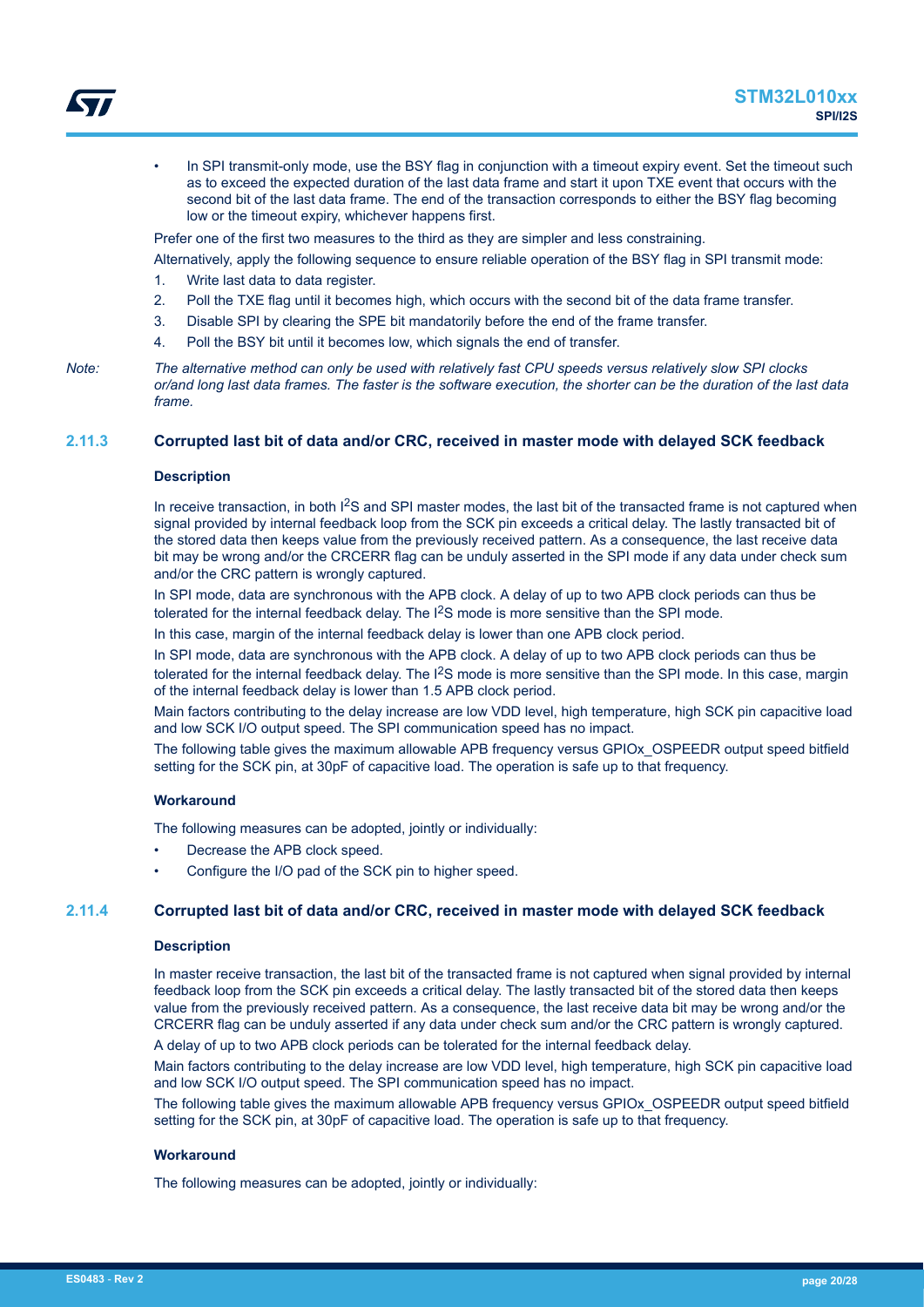- In SPI transmit-only mode, use the BSY flag in conjunction with a timeout expiry event. Set the timeout such as to exceed the expected duration of the last data frame and start it upon TXE event that occurs with the second bit of the last data frame. The end of the transaction corresponds to either the BSY flag becoming low or the timeout expiry, whichever happens first.

Prefer one of the first two measures to the third as they are simpler and less constraining.

Alternatively, apply the following sequence to ensure reliable operation of the BSY flag in SPI transmit mode:

1. Write last data to data register.
2. Poll the TXE flag until it becomes high, which occurs with the second bit of the data frame transfer.
3. Disable SPI by clearing the SPE bit mandatorily before the end of the frame transfer.
4. Poll the BSY bit until it becomes low, which signals the end of transfer.

*Note: The alternative method can only be used with relatively fast CPU speeds versus relatively slow SPI clocks or/and long last data frames. The faster is the software execution, the shorter can be the duration of the last data frame.*

### 2.11.3 Corrupted last bit of data and/or CRC, received in master mode with delayed SCK feedback

#### Description

In receive transaction, in both I$^2$S and SPI master modes, the last bit of the transacted frame is not captured when signal provided by internal feedback loop from the SCK pin exceeds a critical delay. The lastly transacted bit of the stored data then keeps value from the previously received pattern. As a consequence, the last receive data bit may be wrong and/or the CRCERR flag can be unduly asserted in the SPI mode if any data under check sum and/or the CRC pattern is wrongly captured.

In SPI mode, data are synchronous with the APB clock. A delay of up to two APB clock periods can thus be tolerated for the internal feedback delay. The I$^2$S mode is more sensitive than the SPI mode.

In this case, margin of the internal feedback delay is lower than one APB clock period.

In SPI mode, data are synchronous with the APB clock. A delay of up to two APB clock periods can thus be tolerated for the internal feedback delay. The I$^2$S mode is more sensitive than the SPI mode. In this case, margin of the internal feedback delay is lower than 1.5 APB clock period.

Main factors contributing to the delay increase are low VDD level, high temperature, high SCK pin capacitive load and low SCK I/O output speed. The SPI communication speed has no impact.

The following table gives the maximum allowable APB frequency versus GPIOx_OSPEEDR output speed bitfield setting for the SCK pin, at 30pF of capacitive load. The operation is safe up to that frequency.

#### Workaround

The following measures can be adopted, jointly or individually:

- Decrease the APB clock speed.
- Configure the I/O pad of the SCK pin to higher speed.

### 2.11.4 Corrupted last bit of data and/or CRC, received in master mode with delayed SCK feedback

#### Description

In master receive transaction, the last bit of the transacted frame is not captured when signal provided by internal feedback loop from the SCK pin exceeds a critical delay. The lastly transacted bit of the stored data then keeps value from the previously received pattern. As a consequence, the last receive data bit may be wrong and/or the CRCERR flag can be unduly asserted if any data under check sum and/or the CRC pattern is wrongly captured.

A delay of up to two APB clock periods can be tolerated for the internal feedback delay.

Main factors contributing to the delay increase are low VDD level, high temperature, high SCK pin capacitive load and low SCK I/O output speed. The SPI communication speed has no impact.

The following table gives the maximum allowable APB frequency versus GPIOx_OSPEEDR output speed bitfield setting for the SCK pin, at 30pF of capacitive load. The operation is safe up to that frequency.

#### Workaround

The following measures can be adopted, jointly or individually: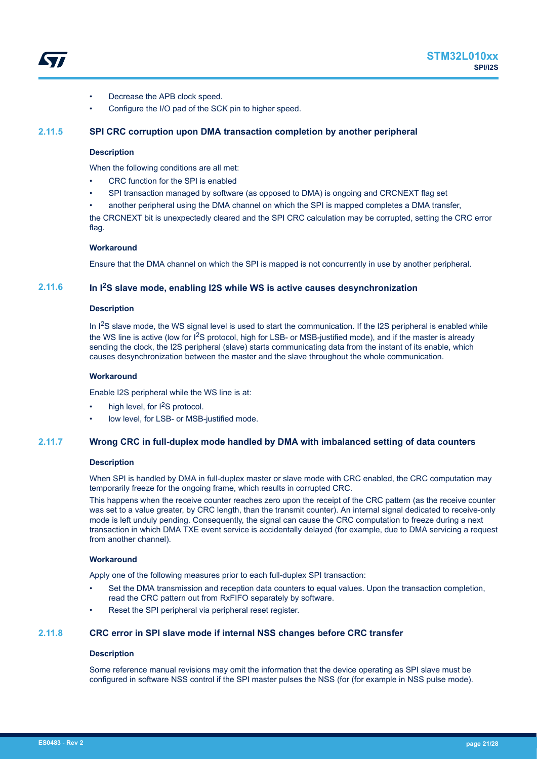- Decrease the APB clock speed.
- Configure the I/O pad of the SCK pin to higher speed.

### 2.11.5 SPI CRC corruption upon DMA transaction completion by another peripheral

#### Description

When the following conditions are all met:

- CRC function for the SPI is enabled
- SPI transaction managed by software (as opposed to DMA) is ongoing and CRCNEXT flag set
- another peripheral using the DMA channel on which the SPI is mapped completes a DMA transfer,

the CRCNEXT bit is unexpectedly cleared and the SPI CRC calculation may be corrupted, setting the CRC error flag.

#### Workaround

Ensure that the DMA channel on which the SPI is mapped is not concurrently in use by another peripheral.

### 2.11.6 In I$^2$S slave mode, enabling I2S while WS is active causes desynchronization

#### Description

In I$^2$S slave mode, the WS signal level is used to start the communication. If the I2S peripheral is enabled while the WS line is active (low for I$^2$S protocol, high for LSB- or MSB-justified mode), and if the master is already sending the clock, the I2S peripheral (slave) starts communicating data from the instant of its enable, which causes desynchronization between the master and the slave throughout the whole communication.

#### Workaround

Enable I2S peripheral while the WS line is at:

- high level, for I$^2$S protocol.
- low level, for LSB- or MSB-justified mode.

### 2.11.7 Wrong CRC in full-duplex mode handled by DMA with imbalanced setting of data counters

#### Description

When SPI is handled by DMA in full-duplex master or slave mode with CRC enabled, the CRC computation may temporarily freeze for the ongoing frame, which results in corrupted CRC.

This happens when the receive counter reaches zero upon the receipt of the CRC pattern (as the receive counter was set to a value greater, by CRC length, than the transmit counter). An internal signal dedicated to receive-only mode is left unduly pending. Consequently, the signal can cause the CRC computation to freeze during a next transaction in which DMA TXE event service is accidentally delayed (for example, due to DMA servicing a request from another channel).

#### Workaround

Apply one of the following measures prior to each full-duplex SPI transaction:

- Set the DMA transmission and reception data counters to equal values. Upon the transaction completion, read the CRC pattern out from RxFIFO separately by software.
- Reset the SPI peripheral via peripheral reset register.

### 2.11.8 CRC error in SPI slave mode if internal NSS changes before CRC transfer

#### Description

Some reference manual revisions may omit the information that the device operating as SPI slave must be configured in software NSS control if the SPI master pulses the NSS (for (for example in NSS pulse mode).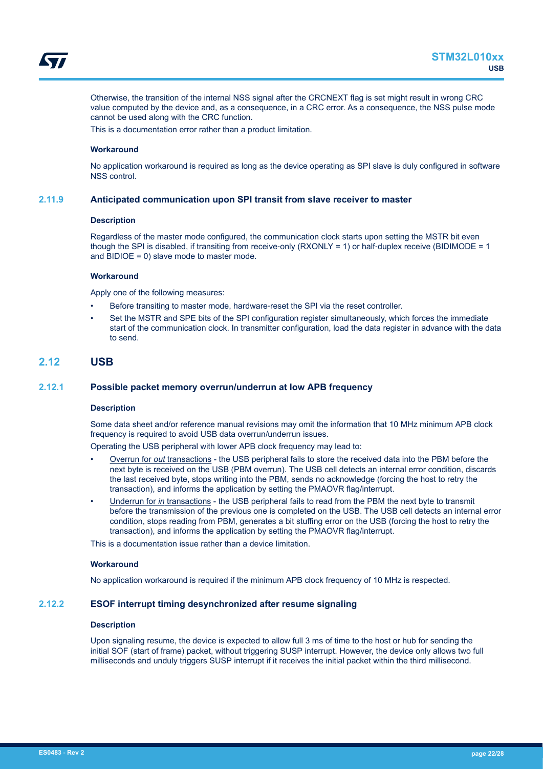Otherwise, the transition of the internal NSS signal after the CRCNEXT flag is set might result in wrong CRC value computed by the device and, as a consequence, in a CRC error. As a consequence, the NSS pulse mode cannot be used along with the CRC function.

This is a documentation error rather than a product limitation.

**Workaround**

No application workaround is required as long as the device operating as SPI slave is duly configured in software NSS control.

### 2.11.9 Anticipated communication upon SPI transit from slave receiver to master

**Description**

Regardless of the master mode configured, the communication clock starts upon setting the MSTR bit even though the SPI is disabled, if transiting from receive-only (RXONLY = 1) or half-duplex receive (BIDIMODE = 1 and BIDIOE = 0) slave mode to master mode.

**Workaround**

Apply one of the following measures:

- Before transiting to master mode, hardware-reset the SPI via the reset controller.
- Set the MSTR and SPE bits of the SPI configuration register simultaneously, which forces the immediate start of the communication clock. In transmitter configuration, load the data register in advance with the data to send.

## 2.12 USB

### 2.12.1 Possible packet memory overrun/underrun at low APB frequency

**Description**

Some data sheet and/or reference manual revisions may omit the information that 10 MHz minimum APB clock frequency is required to avoid USB data overrun/underrun issues.

Operating the USB peripheral with lower APB clock frequency may lead to:

- Overrun for *out* transactions - the USB peripheral fails to store the received data into the PBM before the next byte is received on the USB (PBM overrun). The USB cell detects an internal error condition, discards the last received byte, stops writing into the PBM, sends no acknowledge (forcing the host to retry the transaction), and informs the application by setting the PMAOVR flag/interrupt.
- Underrun for *in* transactions - the USB peripheral fails to read from the PBM the next byte to transmit before the transmission of the previous one is completed on the USB. The USB cell detects an internal error condition, stops reading from PBM, generates a bit stuffing error on the USB (forcing the host to retry the transaction), and informs the application by setting the PMAOVR flag/interrupt.

This is a documentation issue rather than a device limitation.

**Workaround**

No application workaround is required if the minimum APB clock frequency of 10 MHz is respected.

### 2.12.2 ESOF interrupt timing desynchronized after resume signaling

**Description**

Upon signaling resume, the device is expected to allow full 3 ms of time to the host or hub for sending the initial SOF (start of frame) packet, without triggering SUSP interrupt. However, the device only allows two full milliseconds and unduly triggers SUSP interrupt if it receives the initial packet within the third millisecond.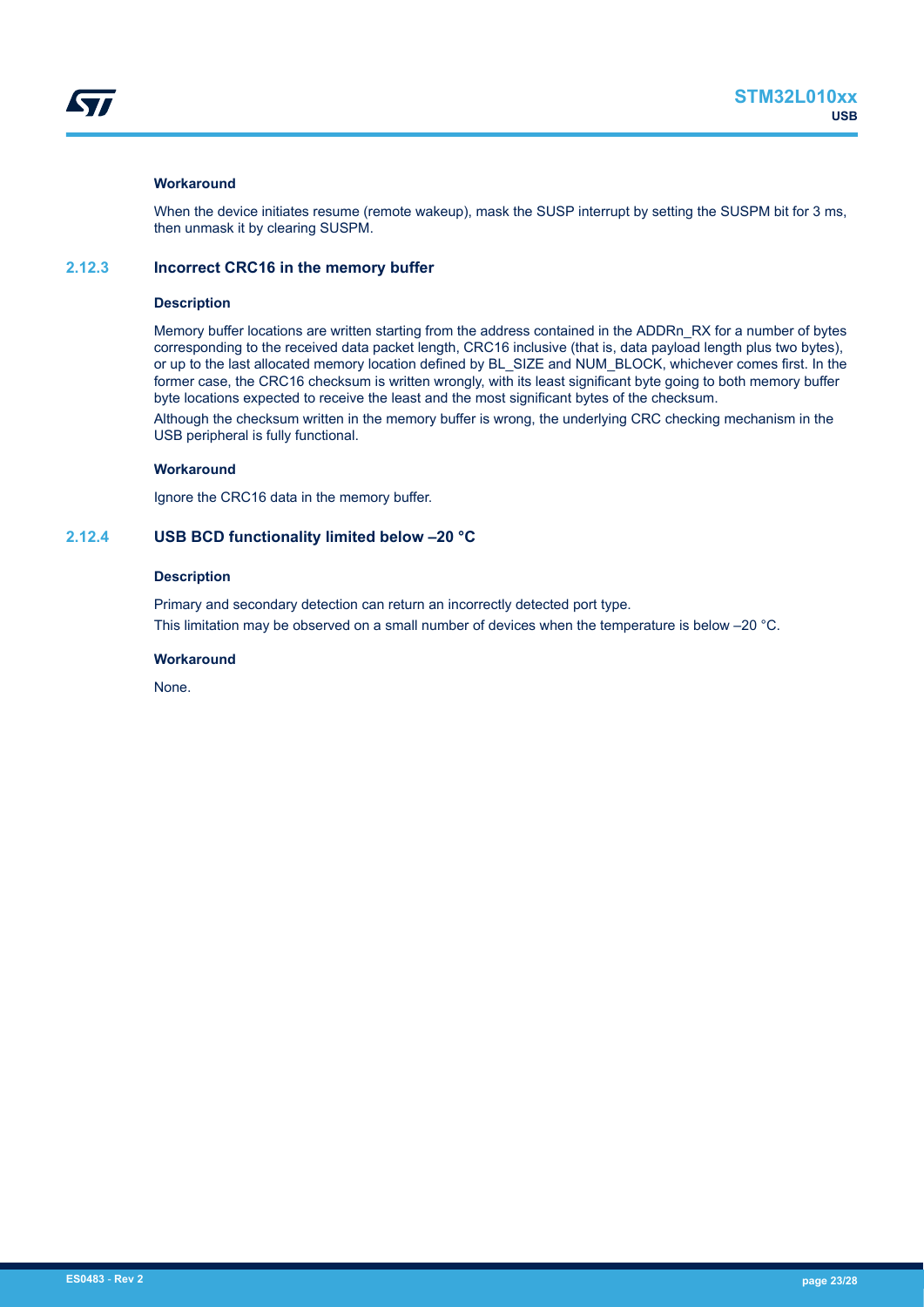#### Workaround

When the device initiates resume (remote wakeup), mask the SUSP interrupt by setting the SUSPM bit for 3 ms, then unmask it by clearing SUSPM.

### 2.12.3 Incorrect CRC16 in the memory buffer

#### Description

Memory buffer locations are written starting from the address contained in the ADDRn_RX for a number of bytes corresponding to the received data packet length, CRC16 inclusive (that is, data payload length plus two bytes), or up to the last allocated memory location defined by BL_SIZE and NUM_BLOCK, whichever comes first. In the former case, the CRC16 checksum is written wrongly, with its least significant byte going to both memory buffer byte locations expected to receive the least and the most significant bytes of the checksum.

Although the checksum written in the memory buffer is wrong, the underlying CRC checking mechanism in the USB peripheral is fully functional.

#### Workaround

Ignore the CRC16 data in the memory buffer.

### 2.12.4 USB BCD functionality limited below –20 °C

#### Description

Primary and secondary detection can return an incorrectly detected port type.

This limitation may be observed on a small number of devices when the temperature is below –20 °C.

#### Workaround

None.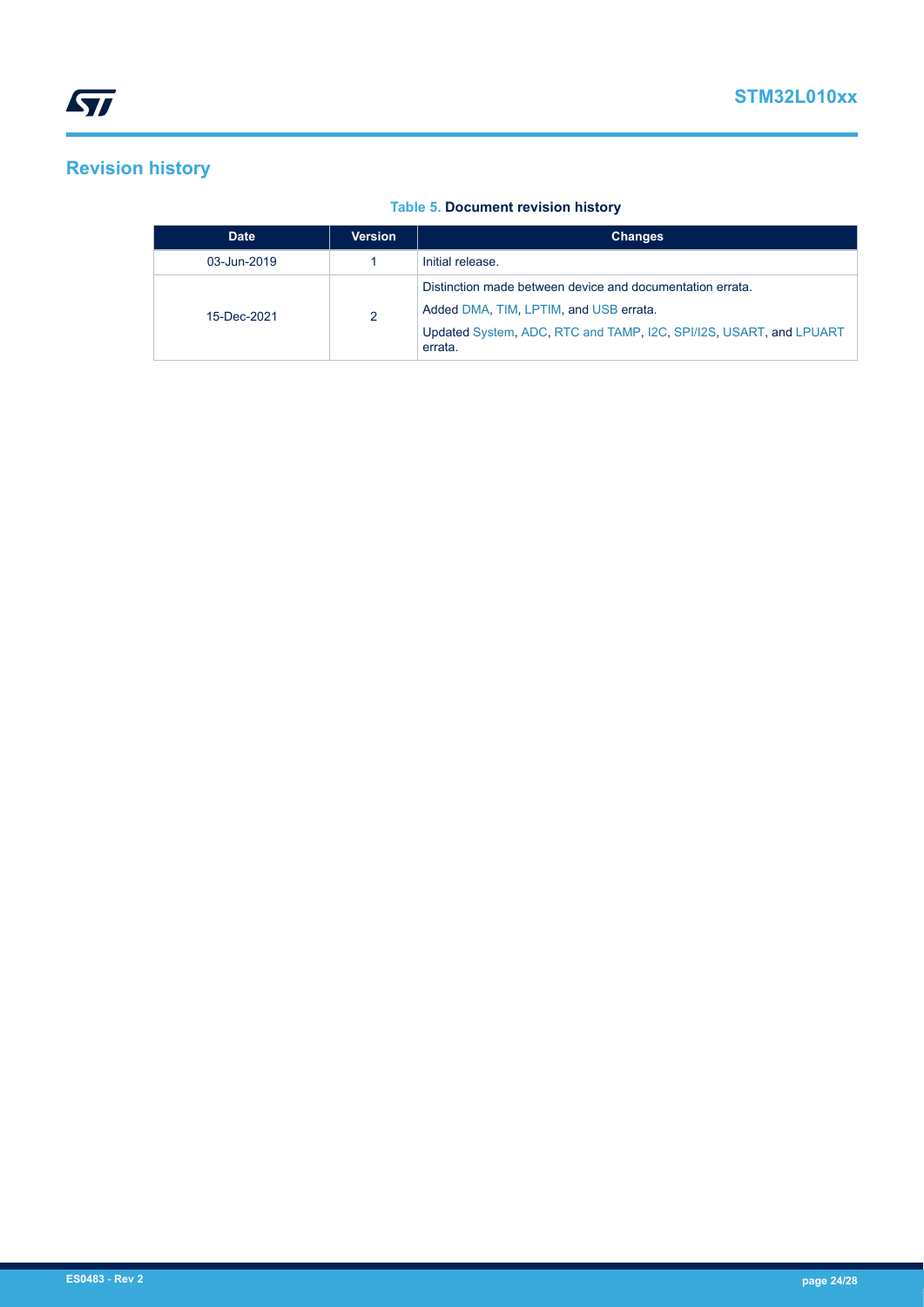# Revision history

**Table 5. Document revision history**

| Date | Version | Changes |
| --- | --- | --- |
| 03-Jun-2019 | 1 | Initial release. |
| 15-Dec-2021 | 2 | Distinction made between device and documentation errata.<br>Added DMA, TIM, LPTIM, and USB errata.<br>Updated System, ADC, RTC and TAMP, I2C, SPI/I2S, USART, and LPUART errata. |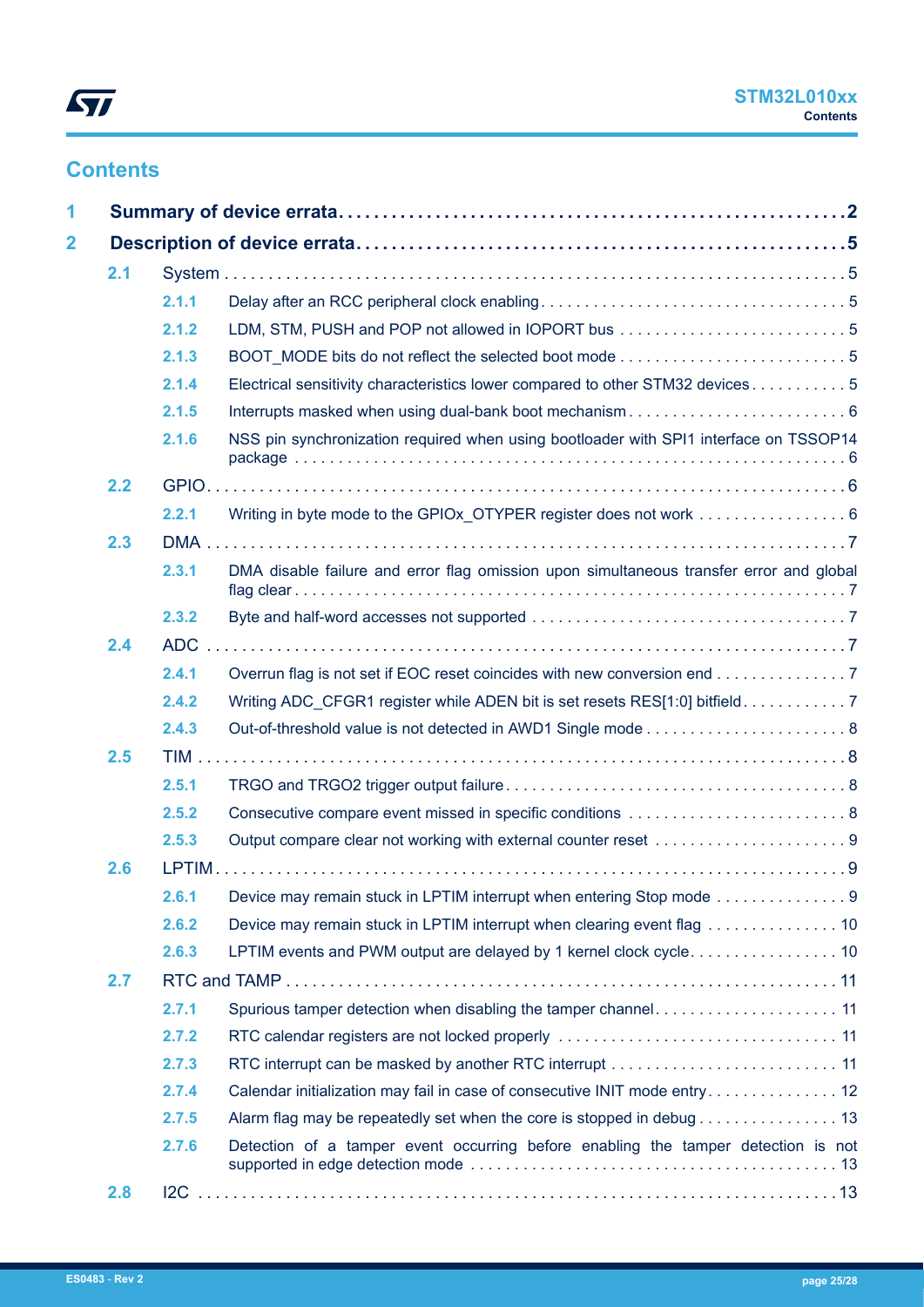## Contents

| | | | |
|---|---|---|---|
| **1** | **Summary of device errata** | | **2** |
| **2** | **Description of device errata** | | **5** |
| | 2.1 | System | 5 |
| | | 2.1.1 Delay after an RCC peripheral clock enabling | 5 |
| | | 2.1.2 LDM, STM, PUSH and POP not allowed in IOPORT bus | 5 |
| | | 2.1.3 BOOT_MODE bits do not reflect the selected boot mode | 5 |
| | | 2.1.4 Electrical sensitivity characteristics lower compared to other STM32 devices | 5 |
| | | 2.1.5 Interrupts masked when using dual-bank boot mechanism | 6 |
| | | 2.1.6 NSS pin synchronization required when using bootloader with SPI1 interface on TSSOP14 package | 6 |
| | 2.2 | GPIO | 6 |
| | | 2.2.1 Writing in byte mode to the GPIOx_OTYPER register does not work | 6 |
| | 2.3 | DMA | 7 |
| | | 2.3.1 DMA disable failure and error flag omission upon simultaneous transfer error and global flag clear | 7 |
| | | 2.3.2 Byte and half-word accesses not supported | 7 |
| | 2.4 | ADC | 7 |
| | | 2.4.1 Overrun flag is not set if EOC reset coincides with new conversion end | 7 |
| | | 2.4.2 Writing ADC_CFGR1 register while ADEN bit is set resets RES[1:0] bitfield | 7 |
| | | 2.4.3 Out-of-threshold value is not detected in AWD1 Single mode | 8 |
| | 2.5 | TIM | 8 |
| | | 2.5.1 TRGO and TRGO2 trigger output failure | 8 |
| | | 2.5.2 Consecutive compare event missed in specific conditions | 8 |
| | | 2.5.3 Output compare clear not working with external counter reset | 9 |
| | 2.6 | LPTIM | 9 |
| | | 2.6.1 Device may remain stuck in LPTIM interrupt when entering Stop mode | 9 |
| | | 2.6.2 Device may remain stuck in LPTIM interrupt when clearing event flag | 10 |
| | | 2.6.3 LPTIM events and PWM output are delayed by 1 kernel clock cycle | 10 |
| | 2.7 | RTC and TAMP | 11 |
| | | 2.7.1 Spurious tamper detection when disabling the tamper channel | 11 |
| | | 2.7.2 RTC calendar registers are not locked properly | 11 |
| | | 2.7.3 RTC interrupt can be masked by another RTC interrupt | 11 |
| | | 2.7.4 Calendar initialization may fail in case of consecutive INIT mode entry | 12 |
| | | 2.7.5 Alarm flag may be repeatedly set when the core is stopped in debug | 13 |
| | | 2.7.6 Detection of a tamper event occurring before enabling the tamper detection is not supported in edge detection mode | 13 |
| | 2.8 | I2C | 13 |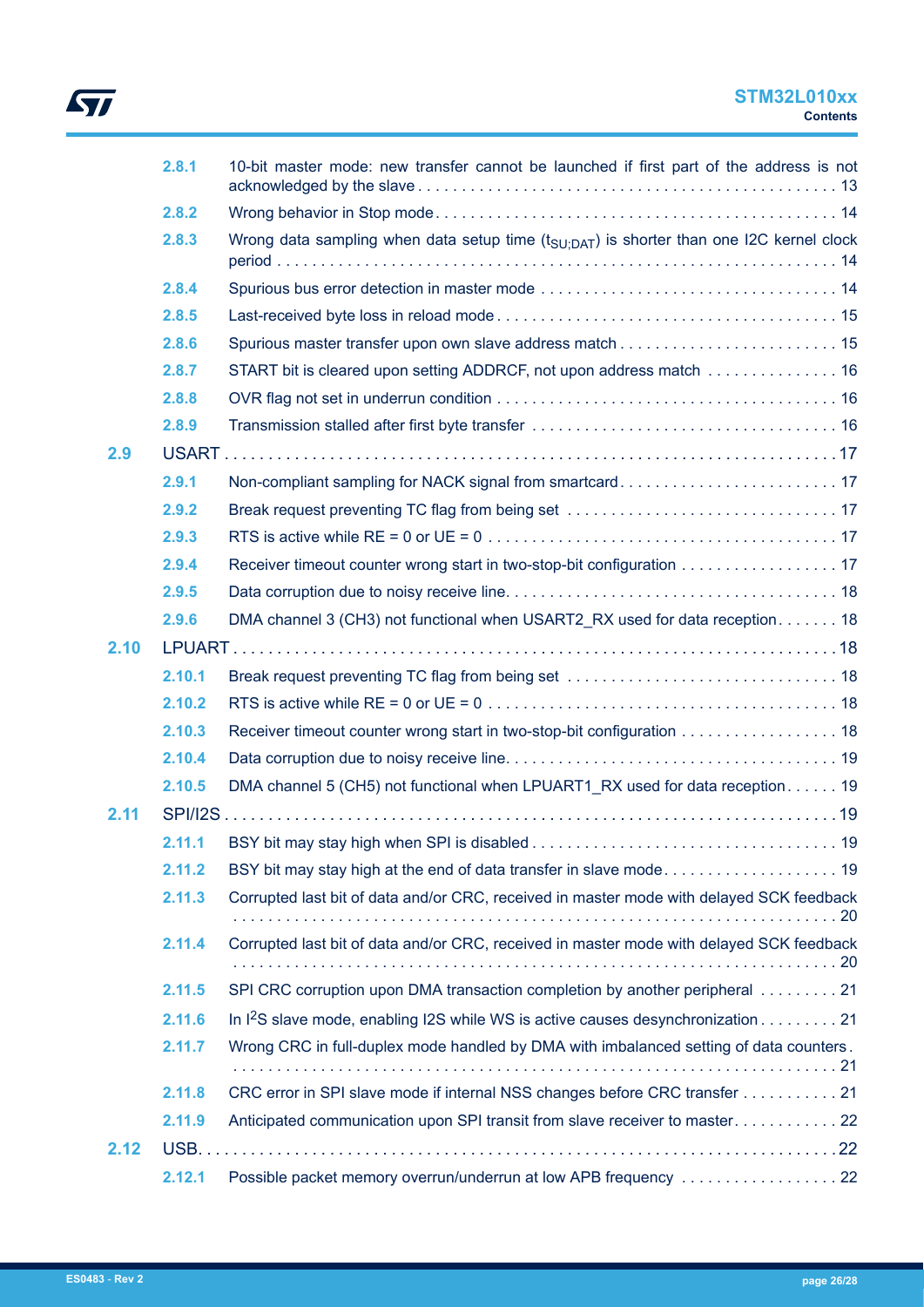2.8.1 10-bit master mode: new transfer cannot be launched if first part of the address is not acknowledged by the slave . . . 13

2.8.2 Wrong behavior in Stop mode . . . 14

2.8.3 Wrong data sampling when data setup time ($t_{SU;DAT}$) is shorter than one I2C kernel clock period . . . 14

2.8.4 Spurious bus error detection in master mode . . . 14

2.8.5 Last-received byte loss in reload mode . . . 15

2.8.6 Spurious master transfer upon own slave address match . . . 15

2.8.7 START bit is cleared upon setting ADDRCF, not upon address match . . . 16

2.8.8 OVR flag not set in underrun condition . . . 16

2.8.9 Transmission stalled after first byte transfer . . . 16

2.9 USART . . . 17

2.9.1 Non-compliant sampling for NACK signal from smartcard . . . 17

2.9.2 Break request preventing TC flag from being set . . . 17

2.9.3 RTS is active while RE = 0 or UE = 0 . . . 17

2.9.4 Receiver timeout counter wrong start in two-stop-bit configuration . . . 17

2.9.5 Data corruption due to noisy receive line . . . 18

2.9.6 DMA channel 3 (CH3) not functional when USART2_RX used for data reception . . . 18

2.10 LPUART . . . 18

2.10.1 Break request preventing TC flag from being set . . . 18

2.10.2 RTS is active while RE = 0 or UE = 0 . . . 18

2.10.3 Receiver timeout counter wrong start in two-stop-bit configuration . . . 18

2.10.4 Data corruption due to noisy receive line . . . 19

2.10.5 DMA channel 5 (CH5) not functional when LPUART1_RX used for data reception . . . 19

2.11 SPI/I2S . . . 19

2.11.1 BSY bit may stay high when SPI is disabled . . . 19

2.11.2 BSY bit may stay high at the end of data transfer in slave mode . . . 19

2.11.3 Corrupted last bit of data and/or CRC, received in master mode with delayed SCK feedback . . . 20

2.11.4 Corrupted last bit of data and/or CRC, received in master mode with delayed SCK feedback . . . 20

2.11.5 SPI CRC corruption upon DMA transaction completion by another peripheral . . . 21

2.11.6 In $I^2S$ slave mode, enabling I2S while WS is active causes desynchronization . . . 21

2.11.7 Wrong CRC in full-duplex mode handled by DMA with imbalanced setting of data counters . . . 21

2.11.8 CRC error in SPI slave mode if internal NSS changes before CRC transfer . . . 21

2.11.9 Anticipated communication upon SPI transit from slave receiver to master . . . 22

2.12 USB . . . 22

2.12.1 Possible packet memory overrun/underrun at low APB frequency . . . 22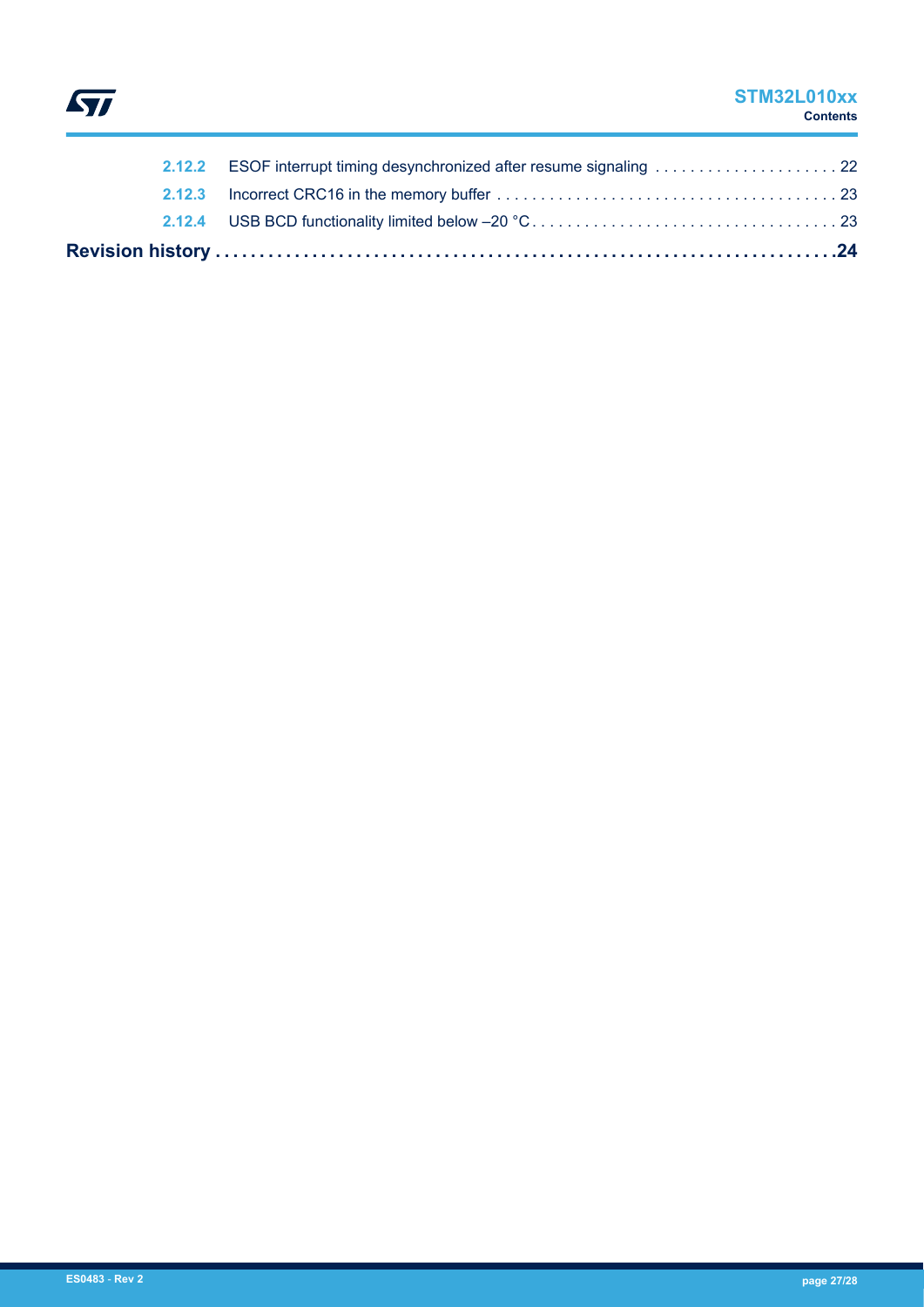2.12.2 ESOF interrupt timing desynchronized after resume signaling . . . . . . . . . . . . . . . . . . . . . 22

2.12.3 Incorrect CRC16 in the memory buffer . . . . . . . . . . . . . . . . . . . . . . . . . . . . . . . . . . . . . . . 23

2.12.4 USB BCD functionality limited below –20 °C . . . . . . . . . . . . . . . . . . . . . . . . . . . . . . . . . . . 23

**Revision history . . . . . . . . . . . . . . . . . . . . . . . . . . . . . . . . . . . . . . . . . . . . . . . . . . . . . . . . . . . . . . . . . 24**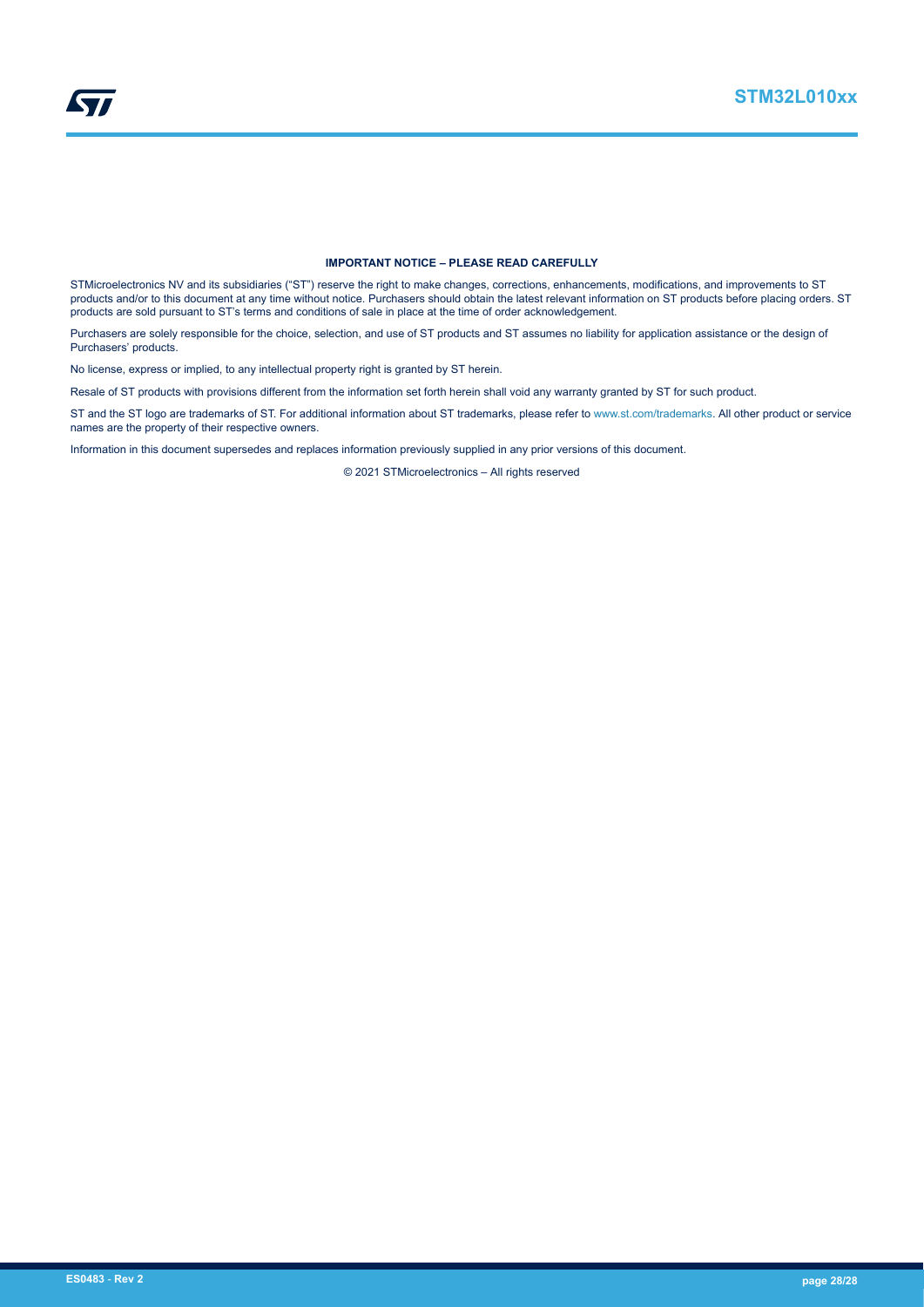**IMPORTANT NOTICE – PLEASE READ CAREFULLY**

STMicroelectronics NV and its subsidiaries ("ST") reserve the right to make changes, corrections, enhancements, modifications, and improvements to ST products and/or to this document at any time without notice. Purchasers should obtain the latest relevant information on ST products before placing orders. ST products are sold pursuant to ST's terms and conditions of sale in place at the time of order acknowledgement.

Purchasers are solely responsible for the choice, selection, and use of ST products and ST assumes no liability for application assistance or the design of Purchasers' products.

No license, express or implied, to any intellectual property right is granted by ST herein.

Resale of ST products with provisions different from the information set forth herein shall void any warranty granted by ST for such product.

ST and the ST logo are trademarks of ST. For additional information about ST trademarks, please refer to www.st.com/trademarks. All other product or service names are the property of their respective owners.

Information in this document supersedes and replaces information previously supplied in any prior versions of this document.

© 2021 STMicroelectronics – All rights reserved